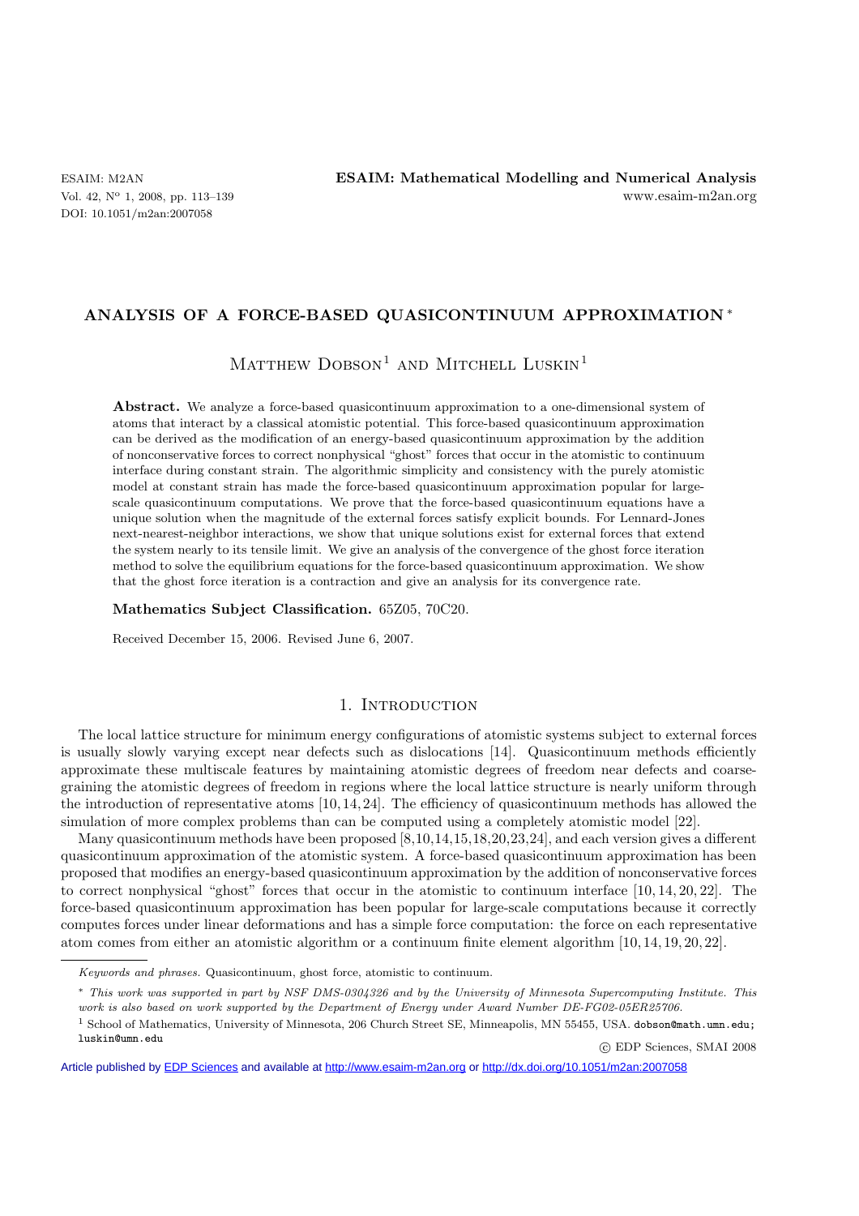# ANALYSIS OF A FORCE-BASED QUASICONTINUUM APPROXIMATION *

Matthew Dobson[1] and Mitchell Luskin[1]

**Abstract.** We analyze a force-based quasicontinuum approximation to a one-dimensional system of atoms that interact by a classical atomistic potential. This force-based quasicontinuum approximation can be derived as the modification of an energy-based quasicontinuum approximation by the addition of nonconservative forces to correct nonphysical "ghost" forces that occur in the atomistic to continuum interface during constant strain. The algorithmic simplicity and consistency with the purely atomistic model at constant strain has made the force-based quasicontinuum approximation popular for large-scale quasicontinuum computations. We prove that the force-based quasicontinuum equations have a unique solution when the magnitude of the external forces satisfy explicit bounds. For Lennard-Jones next-nearest-neighbor interactions, we show that unique solutions exist for external forces that extend the system nearly to its tensile limit. We give an analysis of the convergence of the ghost force iteration method to solve the equilibrium equations for the force-based quasicontinuum approximation. We show that the ghost force iteration is a contraction and give an analysis for its convergence rate.

**Mathematics Subject Classification.** 65Z05, 70C20.

Received December 15, 2006. Revised June 6, 2007.

## 1. Introduction

The local lattice structure for minimum energy configurations of atomistic systems subject to external forces is usually slowly varying except near defects such as dislocations [14]. Quasicontinuum methods efficiently approximate these multiscale features by maintaining atomistic degrees of freedom near defects and coarse-graining the atomistic degrees of freedom in regions where the local lattice structure is nearly uniform through the introduction of representative atoms [10,14,24]. The efficiency of quasicontinuum methods has allowed the simulation of more complex problems than can be computed using a completely atomistic model [22].

Many quasicontinuum methods have been proposed [8,10,14,15,18,20,23,24], and each version gives a different quasicontinuum approximation of the atomistic system. A force-based quasicontinuum approximation has been proposed that modifies an energy-based quasicontinuum approximation by the addition of nonconservative forces to correct nonphysical "ghost" forces that occur in the atomistic to continuum interface [10,14,20,22]. The force-based quasicontinuum approximation has been popular for large-scale computations because it correctly computes forces under linear deformations and has a simple force computation: the force on each representative atom comes from either an atomistic algorithm or a continuum finite element algorithm [10,14,19,20,22].

---

*Keywords and phrases.* Quasicontinuum, ghost force, atomistic to continuum.

* *This work was supported in part by NSF DMS-0304326 and by the University of Minnesota Supercomputing Institute. This work is also based on work supported by the Department of Energy under Award Number DE-FG02-05ER25706.*

[1] School of Mathematics, University of Minnesota, 206 Church Street SE, Minneapolis, MN 55455, USA. dobson@math.umn.edu; luskin@umn.edu

© EDP Sciences, SMAI 2008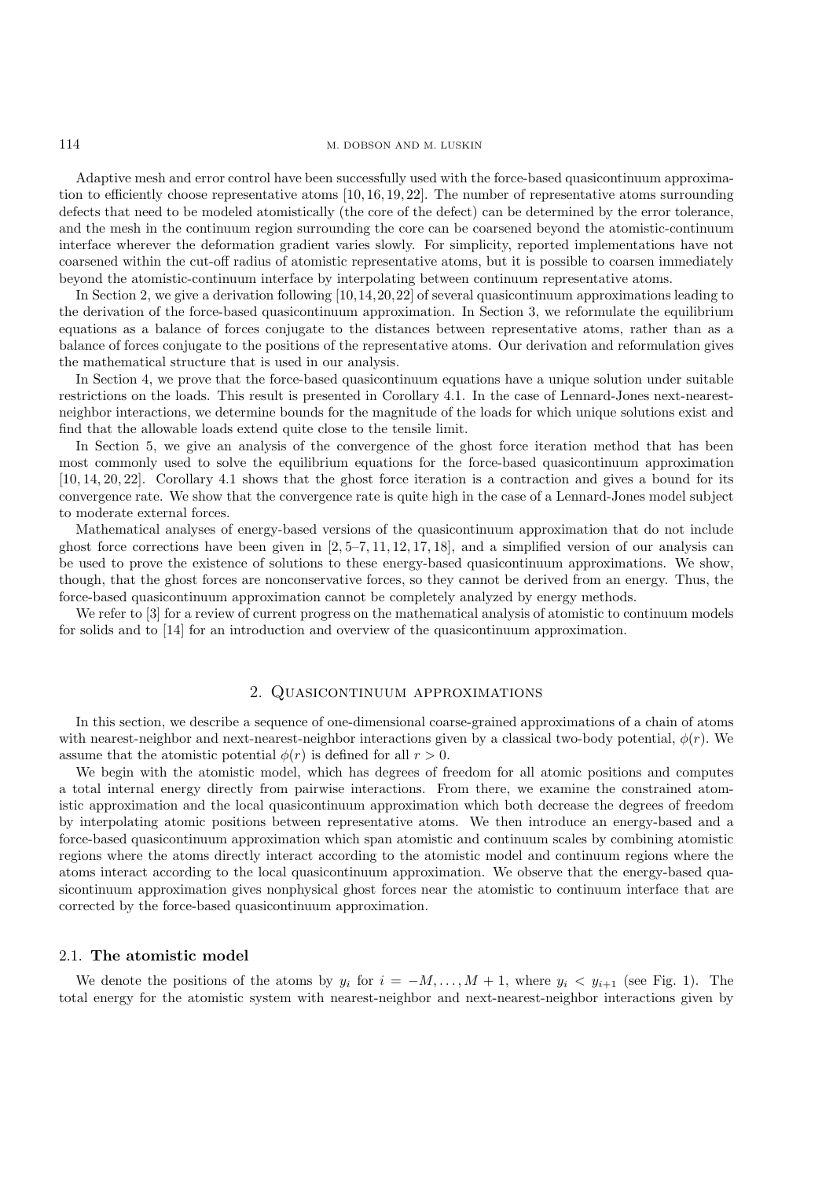Adaptive mesh and error control have been successfully used with the force-based quasicontinuum approximation to efficiently choose representative atoms [10, 16, 19, 22]. The number of representative atoms surrounding defects that need to be modeled atomistically (the core of the defect) can be determined by the error tolerance, and the mesh in the continuum region surrounding the core can be coarsened beyond the atomistic-continuum interface wherever the deformation gradient varies slowly. For simplicity, reported implementations have not coarsened within the cut-off radius of atomistic representative atoms, but it is possible to coarsen immediately beyond the atomistic-continuum interface by interpolating between continuum representative atoms.

In Section 2, we give a derivation following [10, 14, 20, 22] of several quasicontinuum approximations leading to the derivation of the force-based quasicontinuum approximation. In Section 3, we reformulate the equilibrium equations as a balance of forces conjugate to the distances between representative atoms, rather than as a balance of forces conjugate to the positions of the representative atoms. Our derivation and reformulation gives the mathematical structure that is used in our analysis.

In Section 4, we prove that the force-based quasicontinuum equations have a unique solution under suitable restrictions on the loads. This result is presented in Corollary 4.1. In the case of Lennard-Jones next-nearest-neighbor interactions, we determine bounds for the magnitude of the loads for which unique solutions exist and find that the allowable loads extend quite close to the tensile limit.

In Section 5, we give an analysis of the convergence of the ghost force iteration method that has been most commonly used to solve the equilibrium equations for the force-based quasicontinuum approximation [10, 14, 20, 22]. Corollary 4.1 shows that the ghost force iteration is a contraction and gives a bound for its convergence rate. We show that the convergence rate is quite high in the case of a Lennard-Jones model subject to moderate external forces.

Mathematical analyses of energy-based versions of the quasicontinuum approximation that do not include ghost force corrections have been given in [2, 5–7, 11, 12, 17, 18], and a simplified version of our analysis can be used to prove the existence of solutions to these energy-based quasicontinuum approximations. We show, though, that the ghost forces are nonconservative forces, so they cannot be derived from an energy. Thus, the force-based quasicontinuum approximation cannot be completely analyzed by energy methods.

We refer to [3] for a review of current progress on the mathematical analysis of atomistic to continuum models for solids and to [14] for an introduction and overview of the quasicontinuum approximation.

## 2. Quasicontinuum approximations

In this section, we describe a sequence of one-dimensional coarse-grained approximations of a chain of atoms with nearest-neighbor and next-nearest-neighbor interactions given by a classical two-body potential, $\phi(r)$. We assume that the atomistic potential $\phi(r)$ is defined for all $r > 0$.

We begin with the atomistic model, which has degrees of freedom for all atomic positions and computes a total internal energy directly from pairwise interactions. From there, we examine the constrained atomistic approximation and the local quasicontinuum approximation which both decrease the degrees of freedom by interpolating atomic positions between representative atoms. We then introduce an energy-based and a force-based quasicontinuum approximation which span atomistic and continuum scales by combining atomistic regions where the atoms directly interact according to the atomistic model and continuum regions where the atoms interact according to the local quasicontinuum approximation. We observe that the energy-based quasicontinuum approximation gives nonphysical ghost forces near the atomistic to continuum interface that are corrected by the force-based quasicontinuum approximation.

### 2.1. **The atomistic model**

We denote the positions of the atoms by $y_i$ for $i = -M, \ldots, M+1$, where $y_i < y_{i+1}$ (see Fig. 1). The total energy for the atomistic system with nearest-neighbor and next-nearest-neighbor interactions given by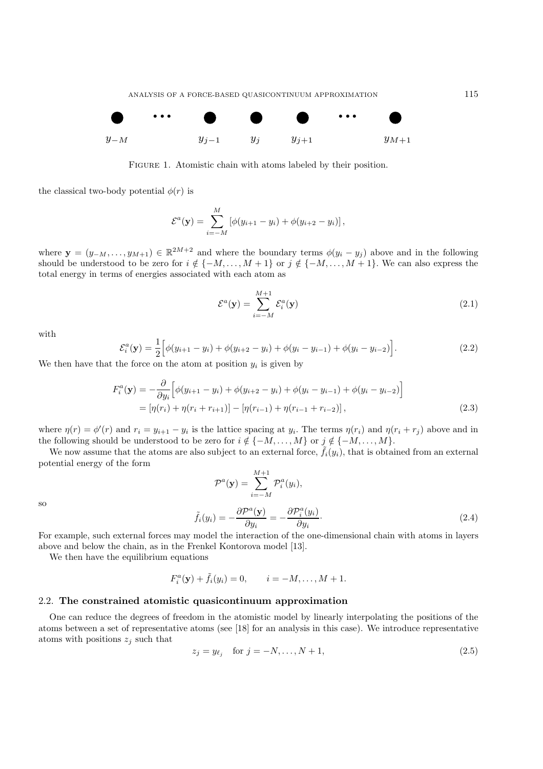$y_{-M}$ $\cdots$ $y_{j-1}$ $y_j$ $y_{j+1}$ $\cdots$ $y_{M+1}$

Figure 1. Atomistic chain with atoms labeled by their position.

the classical two-body potential $\phi(r)$ is

$$\mathcal{E}^a(\mathbf{y}) = \sum_{i=-M}^{M} \left[\phi(y_{i+1} - y_i) + \phi(y_{i+2} - y_i)\right],$$

where $\mathbf{y} = (y_{-M}, \ldots, y_{M+1}) \in \mathbb{R}^{2M+2}$ and where the boundary terms $\phi(y_i - y_j)$ above and in the following should be understood to be zero for $i \notin \{-M, \ldots, M+1\}$ or $j \notin \{-M, \ldots, M+1\}$. We can also express the total energy in terms of energies associated with each atom as

$$\mathcal{E}^a(\mathbf{y}) = \sum_{i=-M}^{M+1} \mathcal{E}_i^a(\mathbf{y}) \tag{2.1}$$

with

$$\mathcal{E}_i^a(\mathbf{y}) = \frac{1}{2}\Big[\phi(y_{i+1} - y_i) + \phi(y_{i+2} - y_i) + \phi(y_i - y_{i-1}) + \phi(y_i - y_{i-2})\Big]. \tag{2.2}$$

We then have that the force on the atom at position $y_i$ is given by

$$\begin{aligned} F_i^a(\mathbf{y}) &= -\frac{\partial}{\partial y_i}\Big[\phi(y_{i+1} - y_i) + \phi(y_{i+2} - y_i) + \phi(y_i - y_{i-1}) + \phi(y_i - y_{i-2})\Big] \\ &= [\eta(r_i) + \eta(r_i + r_{i+1})] - [\eta(r_{i-1}) + \eta(r_{i-1} + r_{i-2})], \end{aligned} \tag{2.3}$$

where $\eta(r) = \phi'(r)$ and $r_i = y_{i+1} - y_i$ is the lattice spacing at $y_i$. The terms $\eta(r_i)$ and $\eta(r_i + r_j)$ above and in the following should be understood to be zero for $i \notin \{-M, \ldots, M\}$ or $j \notin \{-M, \ldots, M\}$.

We now assume that the atoms are also subject to an external force, $\tilde{f}_i(y_i)$, that is obtained from an external potential energy of the form

$$\mathcal{P}^a(\mathbf{y}) = \sum_{i=-M}^{M+1} \mathcal{P}_i^a(y_i),$$

so

$$\tilde{f}_i(y_i) = -\frac{\partial \mathcal{P}^a(\mathbf{y})}{\partial y_i} = -\frac{\partial \mathcal{P}_i^a(y_i)}{\partial y_i}. \tag{2.4}$$

For example, such external forces may model the interaction of the one-dimensional chain with atoms in layers above and below the chain, as in the Frenkel Kontorova model [13].

We then have the equilibrium equations

$$F_i^a(\mathbf{y}) + \tilde{f}_i(y_i) = 0, \qquad i = -M, \ldots, M+1.$$

### 2.2. The constrained atomistic quasicontinuum approximation

One can reduce the degrees of freedom in the atomistic model by linearly interpolating the positions of the atoms between a set of representative atoms (see [18] for an analysis in this case). We introduce representative atoms with positions $z_j$ such that

$$z_j = y_{\ell_j} \quad \text{for } j = -N, \ldots, N+1, \tag{2.5}$$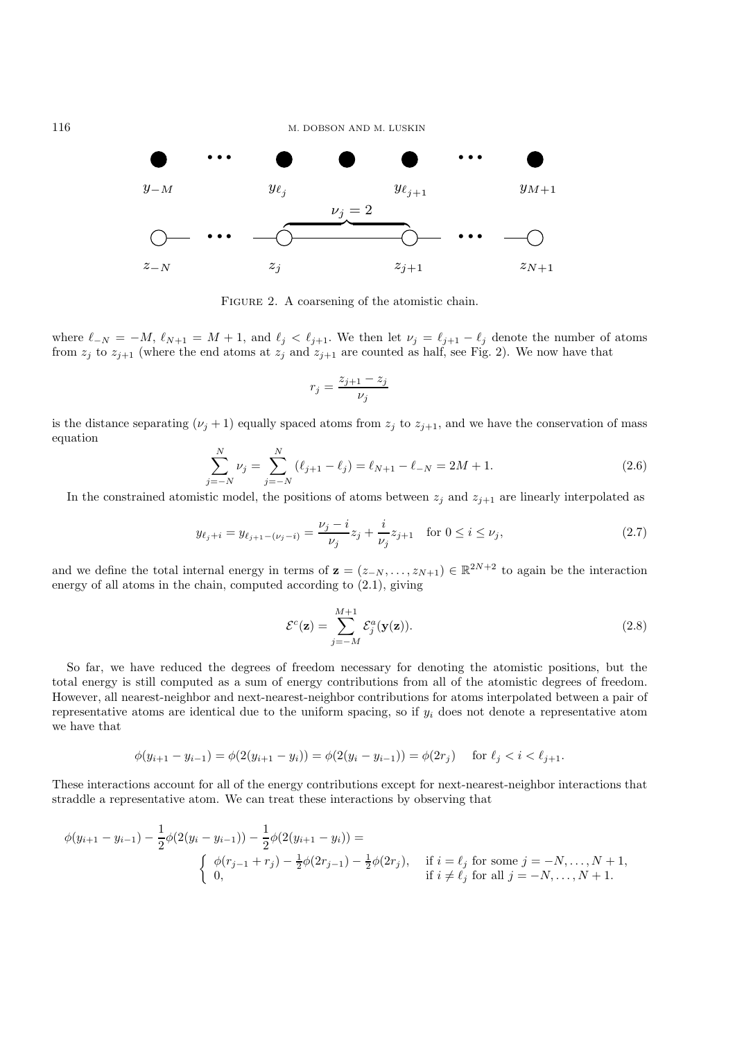FIGURE 2. A coarsening of the atomistic chain.

where $\ell_{-N} = -M$, $\ell_{N+1} = M+1$, and $\ell_j < \ell_{j+1}$. We then let $\nu_j = \ell_{j+1} - \ell_j$ denote the number of atoms from $z_j$ to $z_{j+1}$ (where the end atoms at $z_j$ and $z_{j+1}$ are counted as half, see Fig. 2). We now have that

$$r_j = \frac{z_{j+1} - z_j}{\nu_j}$$

is the distance separating $(\nu_j + 1)$ equally spaced atoms from $z_j$ to $z_{j+1}$, and we have the conservation of mass equation

$$\sum_{j=-N}^{N} \nu_j = \sum_{j=-N}^{N} (\ell_{j+1} - \ell_j) = \ell_{N+1} - \ell_{-N} = 2M + 1. \tag{2.6}$$

In the constrained atomistic model, the positions of atoms between $z_j$ and $z_{j+1}$ are linearly interpolated as

$$y_{\ell_j + i} = y_{\ell_{j+1} - (\nu_j - i)} = \frac{\nu_j - i}{\nu_j} z_j + \frac{i}{\nu_j} z_{j+1} \quad \text{for } 0 \leq i \leq \nu_j, \tag{2.7}$$

and we define the total internal energy in terms of $\mathbf{z} = (z_{-N}, \ldots, z_{N+1}) \in \mathbb{R}^{2N+2}$ to again be the interaction energy of all atoms in the chain, computed according to (2.1), giving

$$\mathcal{E}^c(\mathbf{z}) = \sum_{j=-M}^{M+1} \mathcal{E}^a_j(\mathbf{y}(\mathbf{z})). \tag{2.8}$$

So far, we have reduced the degrees of freedom necessary for denoting the atomistic positions, but the total energy is still computed as a sum of energy contributions from all of the atomistic degrees of freedom. However, all nearest-neighbor and next-nearest-neighbor contributions for atoms interpolated between a pair of representative atoms are identical due to the uniform spacing, so if $y_i$ does not denote a representative atom we have that

$$\phi(y_{i+1} - y_{i-1}) = \phi(2(y_{i+1} - y_i)) = \phi(2(y_i - y_{i-1})) = \phi(2r_j) \quad \text{ for } \ell_j < i < \ell_{j+1}.$$

These interactions account for all of the energy contributions except for next-nearest-neighbor interactions that straddle a representative atom. We can treat these interactions by observing that

$$\phi(y_{i+1} - y_{i-1}) - \frac{1}{2}\phi(2(y_i - y_{i-1})) - \frac{1}{2}\phi(2(y_{i+1} - y_i)) = \begin{cases} \phi(r_{j-1} + r_j) - \frac{1}{2}\phi(2r_{j-1}) - \frac{1}{2}\phi(2r_j), & \text{if } i = \ell_j \text{ for some } j = -N, \ldots, N+1, \\ 0, & \text{if } i \neq \ell_j \text{ for all } j = -N, \ldots, N+1. \end{cases}$$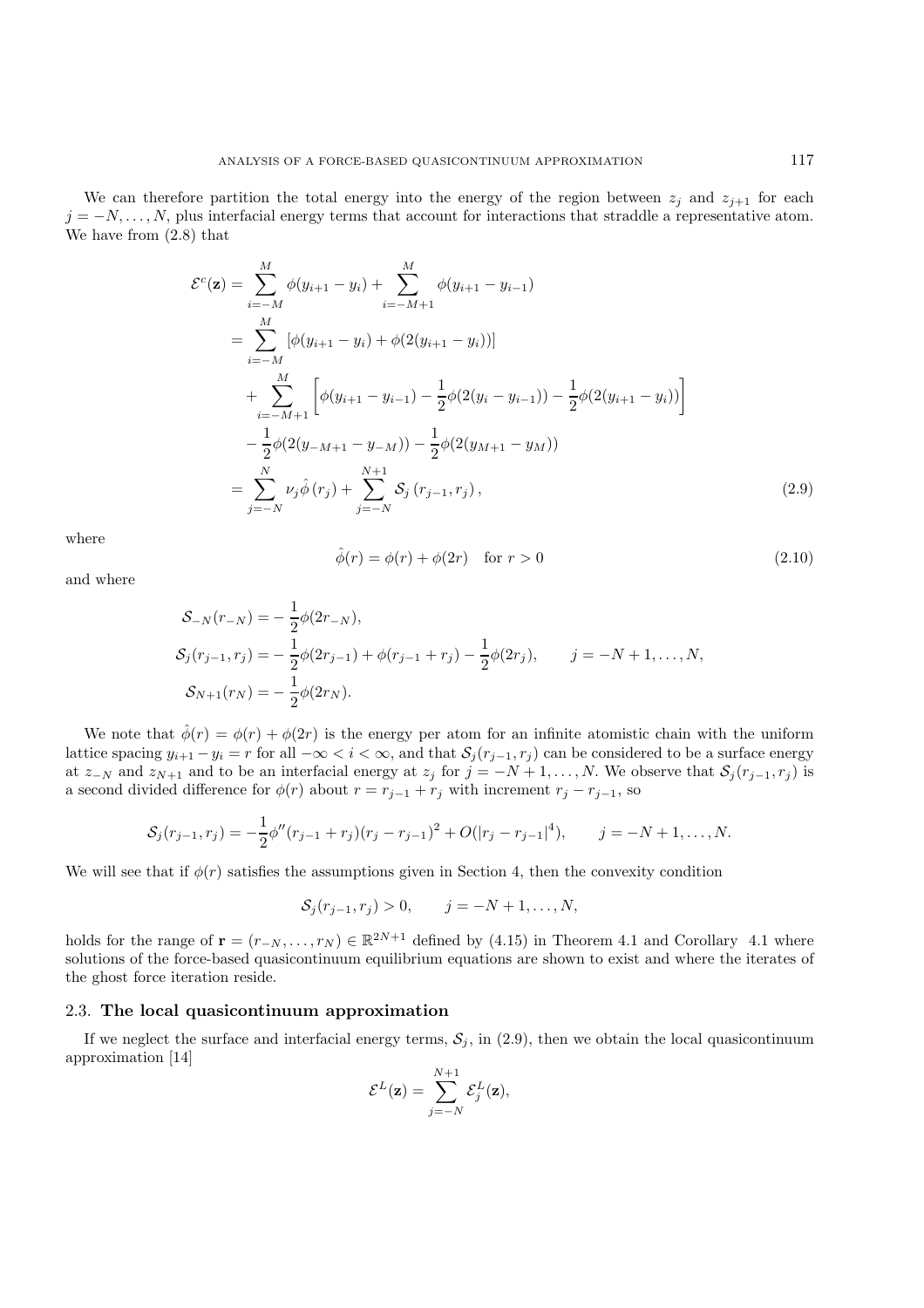We can therefore partition the total energy into the energy of the region between $z_j$ and $z_{j+1}$ for each $j = -N, \ldots, N$, plus interfacial energy terms that account for interactions that straddle a representative atom. We have from (2.8) that

$$
\begin{aligned}
\mathcal{E}^c(\mathbf{z}) &= \sum_{i=-M}^{M} \phi(y_{i+1} - y_i) + \sum_{i=-M+1}^{M} \phi(y_{i+1} - y_{i-1}) \\
&= \sum_{i=-M}^{M} \left[\phi(y_{i+1} - y_i) + \phi(2(y_{i+1} - y_i))\right] \\
&\quad + \sum_{i=-M+1}^{M} \left[\phi(y_{i+1} - y_{i-1}) - \frac{1}{2}\phi(2(y_i - y_{i-1})) - \frac{1}{2}\phi(2(y_{i+1} - y_i))\right] \\
&\quad - \frac{1}{2}\phi(2(y_{-M+1} - y_{-M})) - \frac{1}{2}\phi(2(y_{M+1} - y_M)) \\
&= \sum_{j=-N}^{N} \nu_j \hat{\phi}(r_j) + \sum_{j=-N}^{N+1} \mathcal{S}_j\left(r_{j-1}, r_j\right),
\end{aligned}
\tag{2.9}
$$

where

$$
\hat{\phi}(r) = \phi(r) + \phi(2r) \quad \text{for } r > 0 \tag{2.10}
$$

and where

$$
\begin{aligned}
\mathcal{S}_{-N}(r_{-N}) &= -\frac{1}{2}\phi(2r_{-N}), \\
\mathcal{S}_j(r_{j-1}, r_j) &= -\frac{1}{2}\phi(2r_{j-1}) + \phi(r_{j-1} + r_j) - \frac{1}{2}\phi(2r_j), \qquad j = -N+1, \ldots, N, \\
\mathcal{S}_{N+1}(r_N) &= -\frac{1}{2}\phi(2r_N).
\end{aligned}
$$

We note that $\hat{\phi}(r) = \phi(r) + \phi(2r)$ is the energy per atom for an infinite atomistic chain with the uniform lattice spacing $y_{i+1} - y_i = r$ for all $-\infty < i < \infty$, and that $\mathcal{S}_j(r_{j-1}, r_j)$ can be considered to be a surface energy at $z_{-N}$ and $z_{N+1}$ and to be an interfacial energy at $z_j$ for $j = -N+1, \ldots, N$. We observe that $\mathcal{S}_j(r_{j-1}, r_j)$ is a second divided difference for $\phi(r)$ about $r = r_{j-1} + r_j$ with increment $r_j - r_{j-1}$, so

$$
\mathcal{S}_j(r_{j-1}, r_j) = -\frac{1}{2}\phi''(r_{j-1} + r_j)(r_j - r_{j-1})^2 + O(|r_j - r_{j-1}|^4), \qquad j = -N+1, \ldots, N.
$$

We will see that if $\phi(r)$ satisfies the assumptions given in Section 4, then the convexity condition

$$
\mathcal{S}_j(r_{j-1}, r_j) > 0, \qquad j = -N+1, \ldots, N,
$$

holds for the range of $\mathbf{r} = (r_{-N}, \ldots, r_N) \in \mathbb{R}^{2N+1}$ defined by (4.15) in Theorem 4.1 and Corollary 4.1 where solutions of the force-based quasicontinuum equilibrium equations are shown to exist and where the iterates of the ghost force iteration reside.

### 2.3. **The local quasicontinuum approximation**

If we neglect the surface and interfacial energy terms, $\mathcal{S}_j$, in (2.9), then we obtain the local quasicontinuum approximation [14]

$$
\mathcal{E}^L(\mathbf{z}) = \sum_{j=-N}^{N+1} \mathcal{E}^L_j(\mathbf{z}),
$$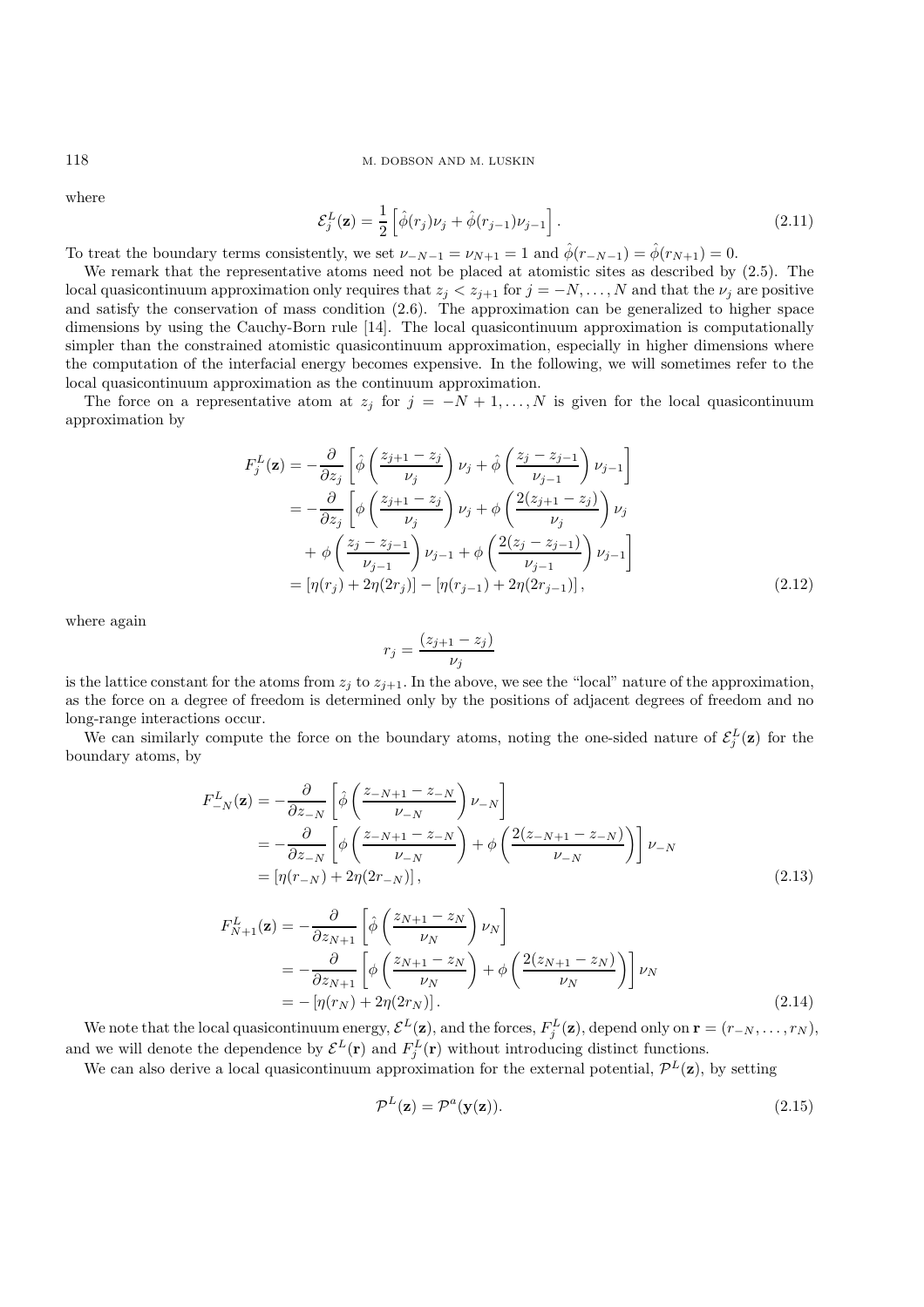where

$$\mathcal{E}_j^L(\mathbf{z}) = \frac{1}{2}\left[\hat{\phi}(r_j)\nu_j + \hat{\phi}(r_{j-1})\nu_{j-1}\right]. \tag{2.11}$$

To treat the boundary terms consistently, we set $\nu_{-N-1} = \nu_{N+1} = 1$ and $\hat{\phi}(r_{-N-1}) = \hat{\phi}(r_{N+1}) = 0$.

We remark that the representative atoms need not be placed at atomistic sites as described by (2.5). The local quasicontinuum approximation only requires that $z_j < z_{j+1}$ for $j = -N, \ldots, N$ and that the $\nu_j$ are positive and satisfy the conservation of mass condition (2.6). The approximation can be generalized to higher space dimensions by using the Cauchy-Born rule [14]. The local quasicontinuum approximation is computationally simpler than the constrained atomistic quasicontinuum approximation, especially in higher dimensions where the computation of the interfacial energy becomes expensive. In the following, we will sometimes refer to the local quasicontinuum approximation as the continuum approximation.

The force on a representative atom at $z_j$ for $j = -N+1, \ldots, N$ is given for the local quasicontinuum approximation by

$$\begin{aligned}
F_j^L(\mathbf{z}) &= -\frac{\partial}{\partial z_j}\left[\hat{\phi}\left(\frac{z_{j+1}-z_j}{\nu_j}\right)\nu_j + \hat{\phi}\left(\frac{z_j - z_{j-1}}{\nu_{j-1}}\right)\nu_{j-1}\right] \\
&= -\frac{\partial}{\partial z_j}\left[\phi\left(\frac{z_{j+1}-z_j}{\nu_j}\right)\nu_j + \phi\left(\frac{2(z_{j+1}-z_j)}{\nu_j}\right)\nu_j \right. \\
&\qquad \left. + \phi\left(\frac{z_j - z_{j-1}}{\nu_{j-1}}\right)\nu_{j-1} + \phi\left(\frac{2(z_j - z_{j-1})}{\nu_{j-1}}\right)\nu_{j-1}\right] \\
&= \left[\eta(r_j) + 2\eta(2r_j)\right] - \left[\eta(r_{j-1}) + 2\eta(2r_{j-1})\right],
\end{aligned} \tag{2.12}$$

where again

$$r_j = \frac{(z_{j+1} - z_j)}{\nu_j}$$

is the lattice constant for the atoms from $z_j$ to $z_{j+1}$. In the above, we see the "local" nature of the approximation, as the force on a degree of freedom is determined only by the positions of adjacent degrees of freedom and no long-range interactions occur.

We can similarly compute the force on the boundary atoms, noting the one-sided nature of $\mathcal{E}_j^L(\mathbf{z})$ for the boundary atoms, by

$$\begin{aligned}
F_{-N}^L(\mathbf{z}) &= -\frac{\partial}{\partial z_{-N}}\left[\hat{\phi}\left(\frac{z_{-N+1}-z_{-N}}{\nu_{-N}}\right)\nu_{-N}\right] \\
&= -\frac{\partial}{\partial z_{-N}}\left[\phi\left(\frac{z_{-N+1}-z_{-N}}{\nu_{-N}}\right) + \phi\left(\frac{2(z_{-N+1}-z_{-N})}{\nu_{-N}}\right)\right]\nu_{-N} \\
&= \left[\eta(r_{-N}) + 2\eta(2r_{-N})\right],
\end{aligned} \tag{2.13}$$

$$\begin{aligned}
F_{N+1}^L(\mathbf{z}) &= -\frac{\partial}{\partial z_{N+1}}\left[\hat{\phi}\left(\frac{z_{N+1}-z_N}{\nu_N}\right)\nu_N\right] \\
&= -\frac{\partial}{\partial z_{N+1}}\left[\phi\left(\frac{z_{N+1}-z_N}{\nu_N}\right) + \phi\left(\frac{2(z_{N+1}-z_N)}{\nu_N}\right)\right]\nu_N \\
&= -\left[\eta(r_N) + 2\eta(2r_N)\right].
\end{aligned} \tag{2.14}$$

We note that the local quasicontinuum energy, $\mathcal{E}^L(\mathbf{z})$, and the forces, $F_j^L(\mathbf{z})$, depend only on $\mathbf{r} = (r_{-N}, \ldots, r_N)$, and we will denote the dependence by $\mathcal{E}^L(\mathbf{r})$ and $F_j^L(\mathbf{r})$ without introducing distinct functions.

We can also derive a local quasicontinuum approximation for the external potential, $\mathcal{P}^L(\mathbf{z})$, by setting

$$\mathcal{P}^L(\mathbf{z}) = \mathcal{P}^a(\mathbf{y}(\mathbf{z})). \tag{2.15}$$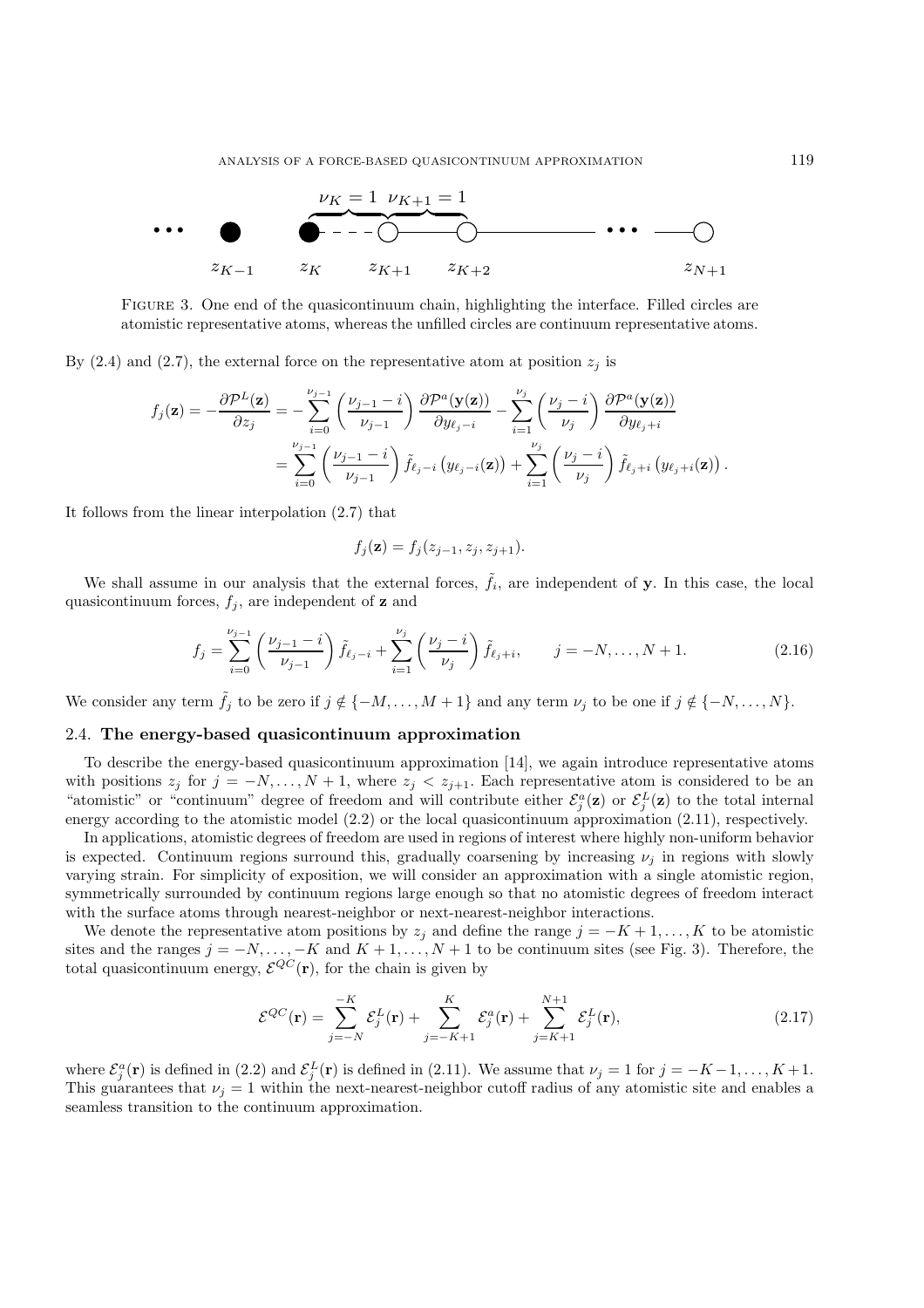FIGURE 3. One end of the quasicontinuum chain, highlighting the interface. Filled circles are atomistic representative atoms, whereas the unfilled circles are continuum representative atoms.

By (2.4) and (2.7), the external force on the representative atom at position $z_j$ is

$$
\begin{aligned}
f_j(\mathbf{z}) = -\frac{\partial \mathcal{P}^L(\mathbf{z})}{\partial z_j} &= -\sum_{i=0}^{\nu_{j-1}} \left(\frac{\nu_{j-1}-i}{\nu_{j-1}}\right) \frac{\partial \mathcal{P}^a(\mathbf{y}(\mathbf{z}))}{\partial y_{\ell_j - i}} - \sum_{i=1}^{\nu_j} \left(\frac{\nu_j - i}{\nu_j}\right) \frac{\partial \mathcal{P}^a(\mathbf{y}(\mathbf{z}))}{\partial y_{\ell_j + i}} \\
&= \sum_{i=0}^{\nu_{j-1}} \left(\frac{\nu_{j-1}-i}{\nu_{j-1}}\right) \tilde{f}_{\ell_j - i}\left(y_{\ell_j - i}(\mathbf{z})\right) + \sum_{i=1}^{\nu_j} \left(\frac{\nu_j - i}{\nu_j}\right) \tilde{f}_{\ell_j + i}\left(y_{\ell_j + i}(\mathbf{z})\right).
\end{aligned}
$$

It follows from the linear interpolation (2.7) that

$$
f_j(\mathbf{z}) = f_j(z_{j-1}, z_j, z_{j+1}).
$$

We shall assume in our analysis that the external forces, $\tilde{f}_i$, are independent of $\mathbf{y}$. In this case, the local quasicontinuum forces, $f_j$, are independent of $\mathbf{z}$ and

$$
f_j = \sum_{i=0}^{\nu_{j-1}} \left(\frac{\nu_{j-1}-i}{\nu_{j-1}}\right) \tilde{f}_{\ell_j - i} + \sum_{i=1}^{\nu_j} \left(\frac{\nu_j - i}{\nu_j}\right) \tilde{f}_{\ell_j + i}, \qquad j = -N, \ldots, N+1. \tag{2.16}
$$

We consider any term $\tilde{f}_j$ to be zero if $j \notin \{-M, \ldots, M+1\}$ and any term $\nu_j$ to be one if $j \notin \{-N, \ldots, N\}$.

### 2.4. The energy-based quasicontinuum approximation

To describe the energy-based quasicontinuum approximation [14], we again introduce representative atoms with positions $z_j$ for $j = -N, \ldots, N+1$, where $z_j < z_{j+1}$. Each representative atom is considered to be an "atomistic" or "continuum" degree of freedom and will contribute either $\mathcal{E}_j^a(\mathbf{z})$ or $\mathcal{E}_j^L(\mathbf{z})$ to the total internal energy according to the atomistic model (2.2) or the local quasicontinuum approximation (2.11), respectively.

In applications, atomistic degrees of freedom are used in regions of interest where highly non-uniform behavior is expected. Continuum regions surround this, gradually coarsening by increasing $\nu_j$ in regions with slowly varying strain. For simplicity of exposition, we will consider an approximation with a single atomistic region, symmetrically surrounded by continuum regions large enough so that no atomistic degrees of freedom interact with the surface atoms through nearest-neighbor or next-nearest-neighbor interactions.

We denote the representative atom positions by $z_j$ and define the range $j = -K+1, \ldots, K$ to be atomistic sites and the ranges $j = -N, \ldots, -K$ and $K+1, \ldots, N+1$ to be continuum sites (see Fig. 3). Therefore, the total quasicontinuum energy, $\mathcal{E}^{QC}(\mathbf{r})$, for the chain is given by

$$
\mathcal{E}^{QC}(\mathbf{r}) = \sum_{j=-N}^{-K} \mathcal{E}_j^L(\mathbf{r}) + \sum_{j=-K+1}^{K} \mathcal{E}_j^a(\mathbf{r}) + \sum_{j=K+1}^{N+1} \mathcal{E}_j^L(\mathbf{r}), \tag{2.17}
$$

where $\mathcal{E}_j^a(\mathbf{r})$ is defined in (2.2) and $\mathcal{E}_j^L(\mathbf{r})$ is defined in (2.11). We assume that $\nu_j = 1$ for $j = -K-1, \ldots, K+1$. This guarantees that $\nu_j = 1$ within the next-nearest-neighbor cutoff radius of any atomistic site and enables a seamless transition to the continuum approximation.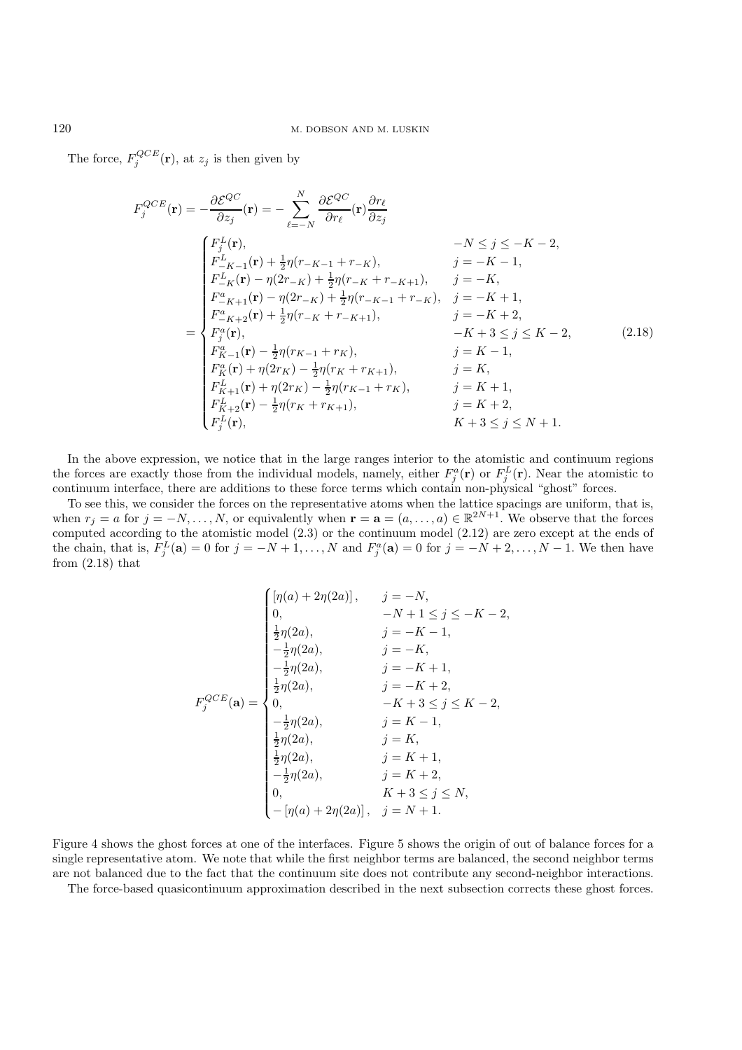The force, $F_j^{QCE}(\mathbf{r})$, at $z_j$ is then given by

$$
F_j^{QCE}(\mathbf{r}) = -\frac{\partial \mathcal{E}^{QC}}{\partial z_j}(\mathbf{r}) = -\sum_{\ell=-N}^{N} \frac{\partial \mathcal{E}^{QC}}{\partial r_\ell}(\mathbf{r}) \frac{\partial r_\ell}{\partial z_j}
$$

$$
= \begin{cases}
F_j^L(\mathbf{r}), & -N \le j \le -K-2, \\
F_{-K-1}^L(\mathbf{r}) + \frac{1}{2}\eta(r_{-K-1} + r_{-K}), & j = -K-1, \\
F_{-K}^L(\mathbf{r}) - \eta(2r_{-K}) + \frac{1}{2}\eta(r_{-K} + r_{-K+1}), & j = -K, \\
F_{-K+1}^a(\mathbf{r}) - \eta(2r_{-K}) + \frac{1}{2}\eta(r_{-K-1} + r_{-K}), & j = -K+1, \\
F_{-K+2}^a(\mathbf{r}) + \frac{1}{2}\eta(r_{-K} + r_{-K+1}), & j = -K+2, \\
F_j^a(\mathbf{r}), & -K+3 \le j \le K-2, \\
F_{K-1}^a(\mathbf{r}) - \frac{1}{2}\eta(r_{K-1} + r_K), & j = K-1, \\
F_K^a(\mathbf{r}) + \eta(2r_K) - \frac{1}{2}\eta(r_K + r_{K+1}), & j = K, \\
F_{K+1}^L(\mathbf{r}) + \eta(2r_K) - \frac{1}{2}\eta(r_{K-1} + r_K), & j = K+1, \\
F_{K+2}^L(\mathbf{r}) - \frac{1}{2}\eta(r_K + r_{K+1}), & j = K+2, \\
F_j^L(\mathbf{r}), & K+3 \le j \le N+1.
\end{cases} \tag{2.18}
$$

In the above expression, we notice that in the large ranges interior to the atomistic and continuum regions the forces are exactly those from the individual models, namely, either $F_j^a(\mathbf{r})$ or $F_j^L(\mathbf{r})$. Near the atomistic to continuum interface, there are additions to these force terms which contain non-physical "ghost" forces.

To see this, we consider the forces on the representative atoms when the lattice spacings are uniform, that is, when $r_j = a$ for $j = -N, \dots, N$, or equivalently when $\mathbf{r} = \mathbf{a} = (a, \dots, a) \in \mathbb{R}^{2N+1}$. We observe that the forces computed according to the atomistic model (2.3) or the continuum model (2.12) are zero except at the ends of the chain, that is, $F_j^L(\mathbf{a}) = 0$ for $j = -N+1, \dots, N$ and $F_j^a(\mathbf{a}) = 0$ for $j = -N+2, \dots, N-1$. We then have from (2.18) that

$$
F_j^{QCE}(\mathbf{a}) = \begin{cases}
[\eta(a) + 2\eta(2a)], & j = -N, \\
0, & -N+1 \le j \le -K-2, \\
\frac{1}{2}\eta(2a), & j = -K-1, \\
-\frac{1}{2}\eta(2a), & j = -K, \\
-\frac{1}{2}\eta(2a), & j = -K+1, \\
\frac{1}{2}\eta(2a), & j = -K+2, \\
0, & -K+3 \le j \le K-2, \\
-\frac{1}{2}\eta(2a), & j = K-1, \\
\frac{1}{2}\eta(2a), & j = K, \\
\frac{1}{2}\eta(2a), & j = K+1, \\
-\frac{1}{2}\eta(2a), & j = K+2, \\
0, & K+3 \le j \le N, \\
-[\eta(a) + 2\eta(2a)], & j = N+1.
\end{cases}
$$

Figure 4 shows the ghost forces at one of the interfaces. Figure 5 shows the origin of out of balance forces for a single representative atom. We note that while the first neighbor terms are balanced, the second neighbor terms are not balanced due to the fact that the continuum site does not contribute any second-neighbor interactions.

The force-based quasicontinuum approximation described in the next subsection corrects these ghost forces.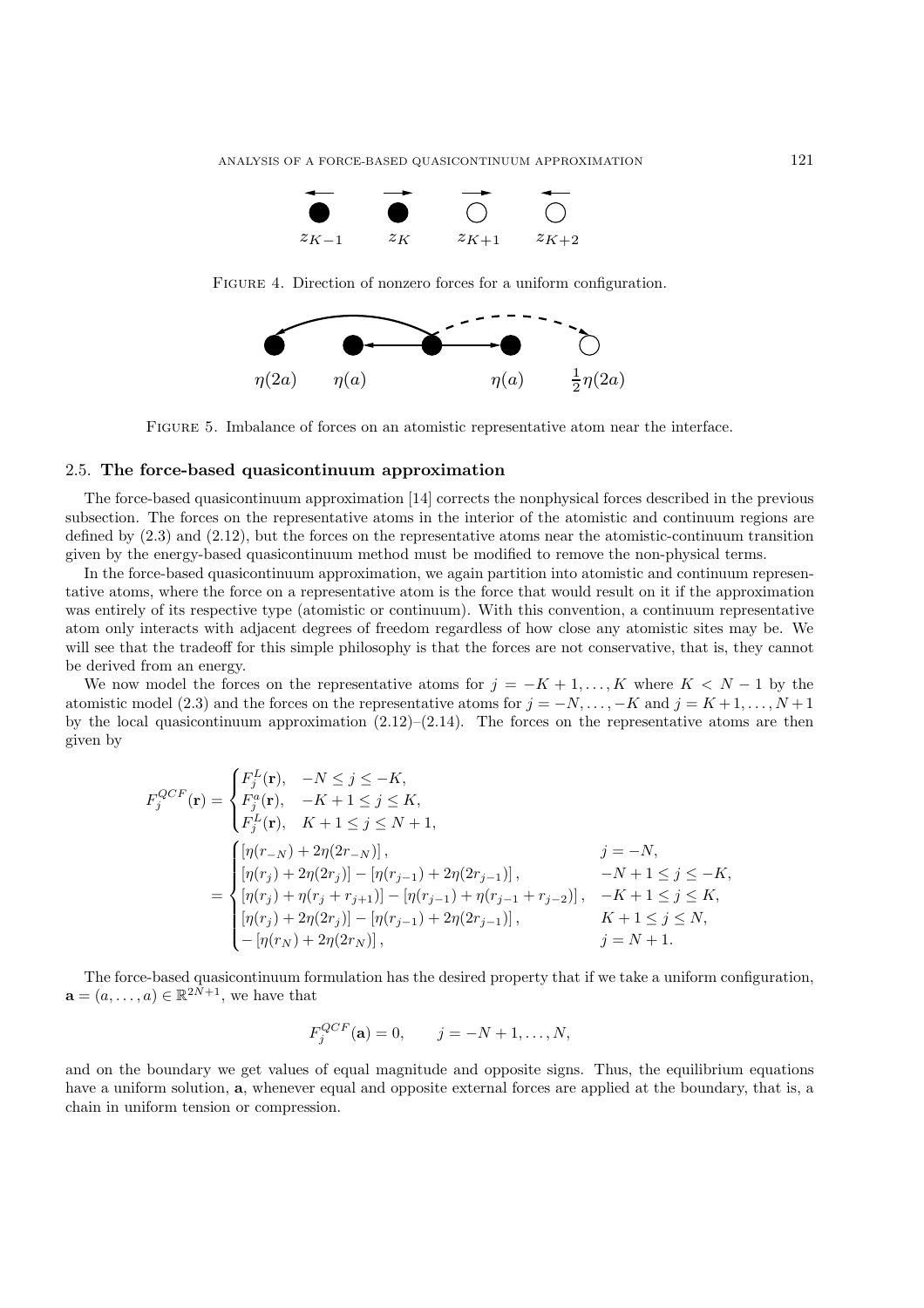FIGURE 4. Direction of nonzero forces for a uniform configuration.

FIGURE 5. Imbalance of forces on an atomistic representative atom near the interface.

### 2.5. The force-based quasicontinuum approximation

The force-based quasicontinuum approximation [14] corrects the nonphysical forces described in the previous subsection. The forces on the representative atoms in the interior of the atomistic and continuum regions are defined by (2.3) and (2.12), but the forces on the representative atoms near the atomistic-continuum transition given by the energy-based quasicontinuum method must be modified to remove the non-physical terms.

In the force-based quasicontinuum approximation, we again partition into atomistic and continuum representative atoms, where the force on a representative atom is the force that would result on it if the approximation was entirely of its respective type (atomistic or continuum). With this convention, a continuum representative atom only interacts with adjacent degrees of freedom regardless of how close any atomistic sites may be. We will see that the tradeoff for this simple philosophy is that the forces are not conservative, that is, they cannot be derived from an energy.

We now model the forces on the representative atoms for $j = -K+1, \ldots, K$ where $K < N-1$ by the atomistic model (2.3) and the forces on the representative atoms for $j = -N, \ldots, -K$ and $j = K+1, \ldots, N+1$ by the local quasicontinuum approximation (2.12)–(2.14). The forces on the representative atoms are then given by

$$
\begin{aligned}
F_j^{QCF}(\mathbf{r}) &= \begin{cases} F_j^L(\mathbf{r}), & -N \le j \le -K, \\ F_j^a(\mathbf{r}), & -K+1 \le j \le K, \\ F_j^L(\mathbf{r}), & K+1 \le j \le N+1, \end{cases} \\
&= \begin{cases} \left[\eta(r_{-N}) + 2\eta(2r_{-N})\right], & j = -N, \\ \left[\eta(r_j) + 2\eta(2r_j)\right] - \left[\eta(r_{j-1}) + 2\eta(2r_{j-1})\right], & -N+1 \le j \le -K, \\ \left[\eta(r_j) + \eta(r_j + r_{j+1})\right] - \left[\eta(r_{j-1}) + \eta(r_{j-1} + r_{j-2})\right], & -K+1 \le j \le K, \\ \left[\eta(r_j) + 2\eta(2r_j)\right] - \left[\eta(r_{j-1}) + 2\eta(2r_{j-1})\right], & K+1 \le j \le N, \\ -\left[\eta(r_N) + 2\eta(2r_N)\right], & j = N+1. \end{cases}
\end{aligned}
$$

The force-based quasicontinuum formulation has the desired property that if we take a uniform configuration, $\mathbf{a} = (a, \ldots, a) \in \mathbb{R}^{2N+1}$, we have that

$$
F_j^{QCF}(\mathbf{a}) = 0, \qquad j = -N+1, \ldots, N,
$$

and on the boundary we get values of equal magnitude and opposite signs. Thus, the equilibrium equations have a uniform solution, $\mathbf{a}$, whenever equal and opposite external forces are applied at the boundary, that is, a chain in uniform tension or compression.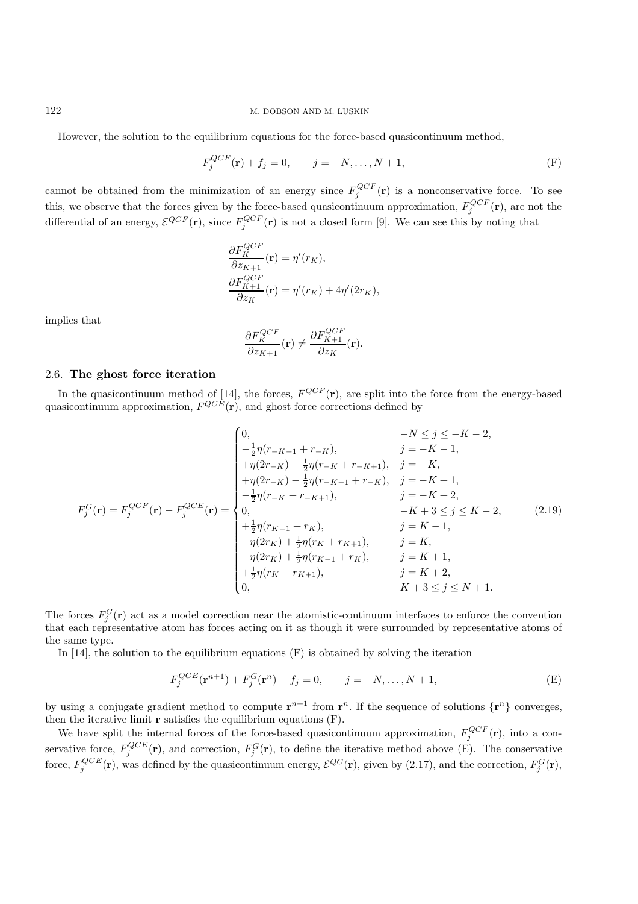However, the solution to the equilibrium equations for the force-based quasicontinuum method,

$$F_j^{QCF}(\mathbf{r}) + f_j = 0, \qquad j = -N, \dots, N+1, \tag{F}$$

cannot be obtained from the minimization of an energy since $F_j^{QCF}(\mathbf{r})$ is a nonconservative force. To see this, we observe that the forces given by the force-based quasicontinuum approximation, $F_j^{QCF}(\mathbf{r})$, are not the differential of an energy, $\mathcal{E}^{QCF}(\mathbf{r})$, since $F_j^{QCF}(\mathbf{r})$ is not a closed form [9]. We can see this by noting that

$$\begin{aligned}
&\frac{\partial F_K^{QCF}}{\partial z_{K+1}}(\mathbf{r}) = \eta'(r_K),\\
&\frac{\partial F_{K+1}^{QCF}}{\partial z_K}(\mathbf{r}) = \eta'(r_K) + 4\eta'(2r_K),
\end{aligned}$$

implies that

$$\frac{\partial F_K^{QCF}}{\partial z_{K+1}}(\mathbf{r}) \neq \frac{\partial F_{K+1}^{QCF}}{\partial z_K}(\mathbf{r}).$$

### 2.6. **The ghost force iteration**

In the quasicontinuum method of [14], the forces, $F^{QCF}(\mathbf{r})$, are split into the force from the energy-based quasicontinuum approximation, $F^{QCE}(\mathbf{r})$, and ghost force corrections defined by

$$F_j^G(\mathbf{r}) = F_j^{QCF}(\mathbf{r}) - F_j^{QCE}(\mathbf{r}) = \begin{cases}
0, & -N \le j \le -K-2,\\
-\frac{1}{2}\eta(r_{-K-1} + r_{-K}), & j = -K-1,\\
+\eta(2r_{-K}) - \frac{1}{2}\eta(r_{-K} + r_{-K+1}), & j = -K,\\
+\eta(2r_{-K}) - \frac{1}{2}\eta(r_{-K-1} + r_{-K}), & j = -K+1,\\
-\frac{1}{2}\eta(r_{-K} + r_{-K+1}), & j = -K+2,\\
0, & -K+3 \le j \le K-2,\\
+\frac{1}{2}\eta(r_{K-1} + r_K), & j = K-1,\\
-\eta(2r_K) + \frac{1}{2}\eta(r_K + r_{K+1}), & j = K,\\
-\eta(2r_K) + \frac{1}{2}\eta(r_{K-1} + r_K), & j = K+1,\\
+\frac{1}{2}\eta(r_K + r_{K+1}), & j = K+2,\\
0, & K+3 \le j \le N+1.
\end{cases} \tag{2.19}$$

The forces $F_j^G(\mathbf{r})$ act as a model correction near the atomistic-continuum interfaces to enforce the convention that each representative atom has forces acting on it as though it were surrounded by representative atoms of the same type.

In [14], the solution to the equilibrium equations (F) is obtained by solving the iteration

$$F_j^{QCE}(\mathbf{r}^{n+1}) + F_j^G(\mathbf{r}^n) + f_j = 0, \qquad j = -N, \dots, N+1, \tag{E}$$

by using a conjugate gradient method to compute $\mathbf{r}^{n+1}$ from $\mathbf{r}^n$. If the sequence of solutions $\{\mathbf{r}^n\}$ converges, then the iterative limit $\mathbf{r}$ satisfies the equilibrium equations (F).

We have split the internal forces of the force-based quasicontinuum approximation, $F_j^{QCF}(\mathbf{r})$, into a conservative force, $F_j^{QCE}(\mathbf{r})$, and correction, $F_j^G(\mathbf{r})$, to define the iterative method above (E). The conservative force, $F_j^{QCE}(\mathbf{r})$, was defined by the quasicontinuum energy, $\mathcal{E}^{QC}(\mathbf{r})$, given by (2.17), and the correction, $F_j^G(\mathbf{r})$,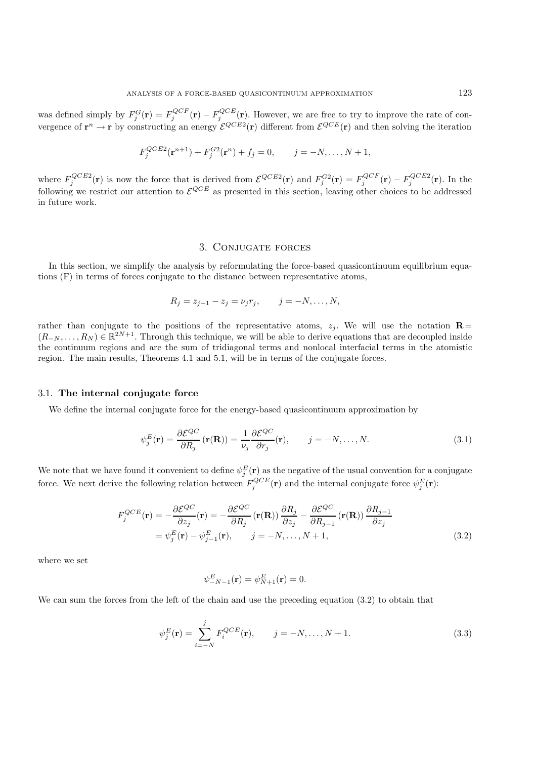was defined simply by $F_j^G(\mathbf{r}) = F_j^{QCF}(\mathbf{r}) - F_j^{QCE}(\mathbf{r})$. However, we are free to try to improve the rate of convergence of $\mathbf{r}^n \to \mathbf{r}$ by constructing an energy $\mathcal{E}^{QCE2}(\mathbf{r})$ different from $\mathcal{E}^{QCE}(\mathbf{r})$ and then solving the iteration

$$F_j^{QCE2}(\mathbf{r}^{n+1}) + F_j^{G2}(\mathbf{r}^n) + f_j = 0, \qquad j = -N, \dots, N+1,$$

where $F_j^{QCE2}(\mathbf{r})$ is now the force that is derived from $\mathcal{E}^{QCE2}(\mathbf{r})$ and $F_j^{G2}(\mathbf{r}) = F_j^{QCF}(\mathbf{r}) - F_j^{QCE2}(\mathbf{r})$. In the following we restrict our attention to $\mathcal{E}^{QCE}$ as presented in this section, leaving other choices to be addressed in future work.

## 3. Conjugate forces

In this section, we simplify the analysis by reformulating the force-based quasicontinuum equilibrium equations (F) in terms of forces conjugate to the distance between representative atoms,

$$R_j = z_{j+1} - z_j = \nu_j r_j, \qquad j = -N, \dots, N,$$

rather than conjugate to the positions of the representative atoms, $z_j$. We will use the notation $\mathbf{R} = (R_{-N}, \dots, R_N) \in \mathbb{R}^{2N+1}$. Through this technique, we will be able to derive equations that are decoupled inside the continuum regions and are the sum of tridiagonal terms and nonlocal interfacial terms in the atomistic region. The main results, Theorems 4.1 and 5.1, will be in terms of the conjugate forces.

### 3.1. The internal conjugate force

We define the internal conjugate force for the energy-based quasicontinuum approximation by

$$\psi_j^E(\mathbf{r}) = \frac{\partial \mathcal{E}^{QC}}{\partial R_j}(\mathbf{r}(\mathbf{R})) = \frac{1}{\nu_j} \frac{\partial \mathcal{E}^{QC}}{\partial r_j}(\mathbf{r}), \qquad j = -N, \dots, N. \tag{3.1}$$

We note that we have found it convenient to define $\psi_j^E(\mathbf{r})$ as the negative of the usual convention for a conjugate force. We next derive the following relation between $F_j^{QCE}(\mathbf{r})$ and the internal conjugate force $\psi_j^E(\mathbf{r})$:

$$\begin{aligned} F_j^{QCE}(\mathbf{r}) &= -\frac{\partial \mathcal{E}^{QC}}{\partial z_j}(\mathbf{r}) = -\frac{\partial \mathcal{E}^{QC}}{\partial R_j}(\mathbf{r}(\mathbf{R})) \frac{\partial R_j}{\partial z_j} - \frac{\partial \mathcal{E}^{QC}}{\partial R_{j-1}}(\mathbf{r}(\mathbf{R})) \frac{\partial R_{j-1}}{\partial z_j} \\ &= \psi_j^E(\mathbf{r}) - \psi_{j-1}^E(\mathbf{r}), \qquad j = -N, \dots, N+1, \end{aligned} \tag{3.2}$$

where we set

$$\psi_{-N-1}^E(\mathbf{r}) = \psi_{N+1}^E(\mathbf{r}) = 0.$$

We can sum the forces from the left of the chain and use the preceding equation (3.2) to obtain that

$$\psi_j^E(\mathbf{r}) = \sum_{i=-N}^{j} F_i^{QCE}(\mathbf{r}), \qquad j = -N, \dots, N+1. \tag{3.3}$$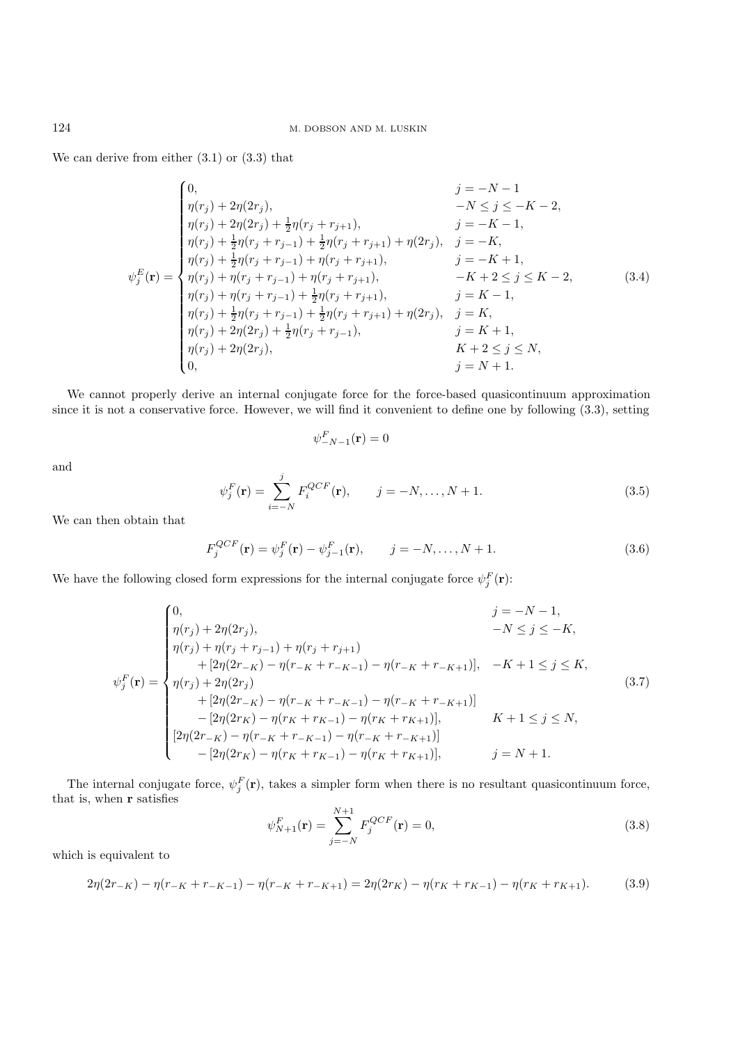We can derive from either (3.1) or (3.3) that

$$
\psi_j^E(\mathbf{r}) = \begin{cases}
0, & j = -N-1 \\
\eta(r_j) + 2\eta(2r_j), & -N \le j \le -K-2, \\
\eta(r_j) + 2\eta(2r_j) + \frac{1}{2}\eta(r_j + r_{j+1}), & j = -K-1, \\
\eta(r_j) + \frac{1}{2}\eta(r_j + r_{j-1}) + \frac{1}{2}\eta(r_j + r_{j+1}) + \eta(2r_j), & j = -K, \\
\eta(r_j) + \frac{1}{2}\eta(r_j + r_{j-1}) + \eta(r_j + r_{j+1}), & j = -K+1, \\
\eta(r_j) + \eta(r_j + r_{j-1}) + \eta(r_j + r_{j+1}), & -K+2 \le j \le K-2, \\
\eta(r_j) + \eta(r_j + r_{j-1}) + \frac{1}{2}\eta(r_j + r_{j+1}), & j = K-1, \\
\eta(r_j) + \frac{1}{2}\eta(r_j + r_{j-1}) + \frac{1}{2}\eta(r_j + r_{j+1}) + \eta(2r_j), & j = K, \\
\eta(r_j) + 2\eta(2r_j) + \frac{1}{2}\eta(r_j + r_{j-1}), & j = K+1, \\
\eta(r_j) + 2\eta(2r_j), & K+2 \le j \le N, \\
0, & j = N+1.
\end{cases} \tag{3.4}
$$

We cannot properly derive an internal conjugate force for the force-based quasicontinuum approximation since it is not a conservative force. However, we will find it convenient to define one by following (3.3), setting

$$
\psi_{-N-1}^F(\mathbf{r}) = 0
$$

and

$$
\psi_j^F(\mathbf{r}) = \sum_{i=-N}^{j} F_i^{QCF}(\mathbf{r}), \qquad j = -N, \dots, N+1. \tag{3.5}
$$

We can then obtain that

$$
F_j^{QCF}(\mathbf{r}) = \psi_j^F(\mathbf{r}) - \psi_{j-1}^F(\mathbf{r}), \qquad j = -N, \dots, N+1. \tag{3.6}
$$

We have the following closed form expressions for the internal conjugate force $\psi_j^F(\mathbf{r})$:

$$
\psi_j^F(\mathbf{r}) = \begin{cases}
0, & j = -N-1, \\
\eta(r_j) + 2\eta(2r_j), & -N \le j \le -K, \\
\eta(r_j) + \eta(r_j + r_{j-1}) + \eta(r_j + r_{j+1}) & \\
\quad + [2\eta(2r_{-K}) - \eta(r_{-K} + r_{-K-1}) - \eta(r_{-K} + r_{-K+1})], & -K+1 \le j \le K, \\
\eta(r_j) + 2\eta(2r_j) & \\
\quad + [2\eta(2r_{-K}) - \eta(r_{-K} + r_{-K-1}) - \eta(r_{-K} + r_{-K+1})] & \\
\quad - [2\eta(2r_K) - \eta(r_K + r_{K-1}) - \eta(r_K + r_{K+1})], & K+1 \le j \le N, \\
[2\eta(2r_{-K}) - \eta(r_{-K} + r_{-K-1}) - \eta(r_{-K} + r_{-K+1})] & \\
\quad - [2\eta(2r_K) - \eta(r_K + r_{K-1}) - \eta(r_K + r_{K+1})], & j = N+1.
\end{cases} \tag{3.7}
$$

The internal conjugate force, $\psi_j^F(\mathbf{r})$, takes a simpler form when there is no resultant quasicontinuum force, that is, when $\mathbf{r}$ satisfies

$$
\psi_{N+1}^F(\mathbf{r}) = \sum_{j=-N}^{N+1} F_j^{QCF}(\mathbf{r}) = 0, \tag{3.8}
$$

which is equivalent to

$$
2\eta(2r_{-K}) - \eta(r_{-K} + r_{-K-1}) - \eta(r_{-K} + r_{-K+1}) = 2\eta(2r_K) - \eta(r_K + r_{K-1}) - \eta(r_K + r_{K+1}). \tag{3.9}
$$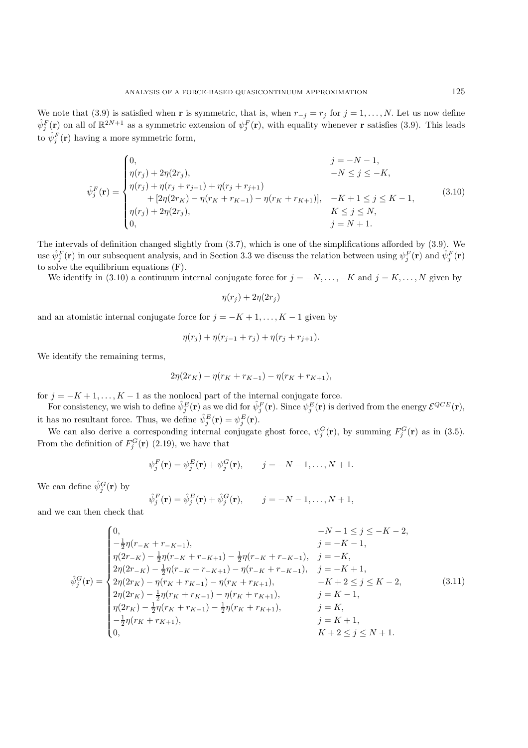We note that (3.9) is satisfied when $\mathbf{r}$ is symmetric, that is, when $r_{-j} = r_j$ for $j = 1, \dots, N$. Let us now define $\hat{\psi}_j^F(\mathbf{r})$ on all of $\mathbb{R}^{2N+1}$ as a symmetric extension of $\psi_j^F(\mathbf{r})$, with equality whenever $\mathbf{r}$ satisfies (3.9). This leads to $\hat{\psi}_j^F(\mathbf{r})$ having a more symmetric form,

$$
\hat{\psi}_j^F(\mathbf{r}) = \begin{cases} 0, & j = -N-1, \\ \eta(r_j) + 2\eta(2r_j), & -N \le j \le -K, \\ \eta(r_j) + \eta(r_j + r_{j-1}) + \eta(r_j + r_{j+1}) & \\ \qquad + [2\eta(2r_K) - \eta(r_K + r_{K-1}) - \eta(r_K + r_{K+1})], & -K+1 \le j \le K-1, \\ \eta(r_j) + 2\eta(2r_j), & K \le j \le N, \\ 0, & j = N+1. \end{cases} \tag{3.10}
$$

The intervals of definition changed slightly from (3.7), which is one of the simplifications afforded by (3.9). We use $\hat{\psi}_j^F(\mathbf{r})$ in our subsequent analysis, and in Section 3.3 we discuss the relation between using $\psi_j^F(\mathbf{r})$ and $\hat{\psi}_j^F(\mathbf{r})$ to solve the equilibrium equations (F).

We identify in (3.10) a continuum internal conjugate force for $j = -N, \dots, -K$ and $j = K, \dots, N$ given by

$$\eta(r_j) + 2\eta(2r_j)$$

and an atomistic internal conjugate force for $j = -K+1, \dots, K-1$ given by

$$\eta(r_j) + \eta(r_{j-1} + r_j) + \eta(r_j + r_{j+1}).$$

We identify the remaining terms,

$$2\eta(2r_K) - \eta(r_K + r_{K-1}) - \eta(r_K + r_{K+1}),$$

for $j = -K+1, \dots, K-1$ as the nonlocal part of the internal conjugate force.

For consistency, we wish to define $\hat{\psi}_j^E(\mathbf{r})$ as we did for $\hat{\psi}_j^F(\mathbf{r})$. Since $\psi_j^E(\mathbf{r})$ is derived from the energy $\mathcal{E}^{QCE}(\mathbf{r})$, it has no resultant force. Thus, we define $\hat{\psi}_j^E(\mathbf{r}) = \psi_j^E(\mathbf{r})$.

We can also derive a corresponding internal conjugate ghost force, $\psi_j^G(\mathbf{r})$, by summing $F_j^G(\mathbf{r})$ as in (3.5). From the definition of $F_j^G(\mathbf{r})$ (2.19), we have that

$$\psi_j^F(\mathbf{r}) = \psi_j^E(\mathbf{r}) + \psi_j^G(\mathbf{r}), \qquad j = -N-1, \dots, N+1.$$

We can define $\hat{\psi}_j^G(\mathbf{r})$ by

$$\hat{\psi}_j^F(\mathbf{r}) = \hat{\psi}_j^E(\mathbf{r}) + \hat{\psi}_j^G(\mathbf{r}), \qquad j = -N-1, \dots, N+1,$$

and we can then check that

$$
\hat{\psi}_j^G(\mathbf{r}) = \begin{cases} 0, & -N-1 \le j \le -K-2, \\ -\frac{1}{2}\eta(r_{-K} + r_{-K-1}), & j = -K-1, \\ \eta(2r_{-K}) - \frac{1}{2}\eta(r_{-K} + r_{-K+1}) - \frac{1}{2}\eta(r_{-K} + r_{-K-1}), & j = -K, \\ 2\eta(2r_{-K}) - \frac{1}{2}\eta(r_{-K} + r_{-K+1}) - \eta(r_{-K} + r_{-K-1}), & j = -K+1, \\ 2\eta(2r_K) - \eta(r_K + r_{K-1}) - \eta(r_K + r_{K+1}), & -K+2 \le j \le K-2, \\ 2\eta(2r_K) - \frac{1}{2}\eta(r_K + r_{K-1}) - \eta(r_K + r_{K+1}), & j = K-1, \\ \eta(2r_K) - \frac{1}{2}\eta(r_K + r_{K-1}) - \frac{1}{2}\eta(r_K + r_{K+1}), & j = K, \\ -\frac{1}{2}\eta(r_K + r_{K+1}), & j = K+1, \\ 0, & K+2 \le j \le N+1. \end{cases} \tag{3.11}
$$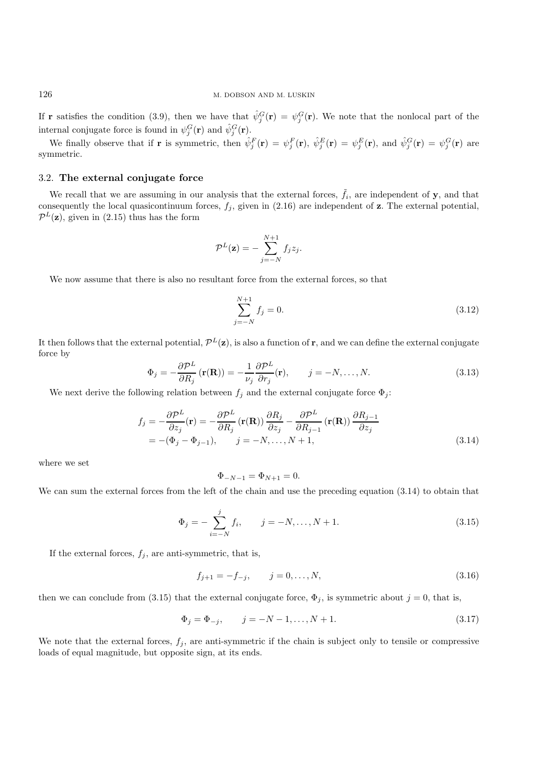If $\mathbf{r}$ satisfies the condition (3.9), then we have that $\hat{\psi}_j^G(\mathbf{r}) = \psi_j^G(\mathbf{r})$. We note that the nonlocal part of the internal conjugate force is found in $\psi_j^G(\mathbf{r})$ and $\hat{\psi}_j^G(\mathbf{r})$.

We finally observe that if $\mathbf{r}$ is symmetric, then $\hat{\psi}_j^F(\mathbf{r}) = \psi_j^F(\mathbf{r})$, $\hat{\psi}_j^E(\mathbf{r}) = \psi_j^E(\mathbf{r})$, and $\hat{\psi}_j^G(\mathbf{r}) = \psi_j^G(\mathbf{r})$ are symmetric.

### 3.2. **The external conjugate force**

We recall that we are assuming in our analysis that the external forces, $\tilde{f}_i$, are independent of $\mathbf{y}$, and that consequently the local quasicontinuum forces, $f_j$, given in (2.16) are independent of $\mathbf{z}$. The external potential, $\mathcal{P}^L(\mathbf{z})$, given in (2.15) thus has the form

$$\mathcal{P}^L(\mathbf{z}) = -\sum_{j=-N}^{N+1} f_j z_j.$$

We now assume that there is also no resultant force from the external forces, so that

$$\sum_{j=-N}^{N+1} f_j = 0. \tag{3.12}$$

It then follows that the external potential, $\mathcal{P}^L(\mathbf{z})$, is also a function of $\mathbf{r}$, and we can define the external conjugate force by

$$\Phi_j = -\frac{\partial \mathcal{P}^L}{\partial R_j}\left(\mathbf{r}(\mathbf{R})\right) = -\frac{1}{\nu_j}\frac{\partial \mathcal{P}^L}{\partial r_j}(\mathbf{r}), \qquad j = -N, \ldots, N. \tag{3.13}$$

We next derive the following relation between $f_j$ and the external conjugate force $\Phi_j$:

$$\begin{aligned} f_j &= -\frac{\partial \mathcal{P}^L}{\partial z_j}(\mathbf{r}) = -\frac{\partial \mathcal{P}^L}{\partial R_j}\left(\mathbf{r}(\mathbf{R})\right)\frac{\partial R_j}{\partial z_j} - \frac{\partial \mathcal{P}^L}{\partial R_{j-1}}\left(\mathbf{r}(\mathbf{R})\right)\frac{\partial R_{j-1}}{\partial z_j} \\ &= -(\Phi_j - \Phi_{j-1}), \qquad j = -N, \ldots, N+1, \end{aligned} \tag{3.14}$$

where we set

$$\Phi_{-N-1} = \Phi_{N+1} = 0.$$

We can sum the external forces from the left of the chain and use the preceding equation (3.14) to obtain that

$$\Phi_j = -\sum_{i=-N}^{j} f_i, \qquad j = -N, \ldots, N+1. \tag{3.15}$$

If the external forces, $f_j$, are anti-symmetric, that is,

$$f_{j+1} = -f_{-j}, \qquad j = 0, \ldots, N, \tag{3.16}$$

then we can conclude from (3.15) that the external conjugate force, $\Phi_j$, is symmetric about $j = 0$, that is,

$$\Phi_j = \Phi_{-j}, \qquad j = -N-1, \ldots, N+1. \tag{3.17}$$

We note that the external forces, $f_j$, are anti-symmetric if the chain is subject only to tensile or compressive loads of equal magnitude, but opposite sign, at its ends.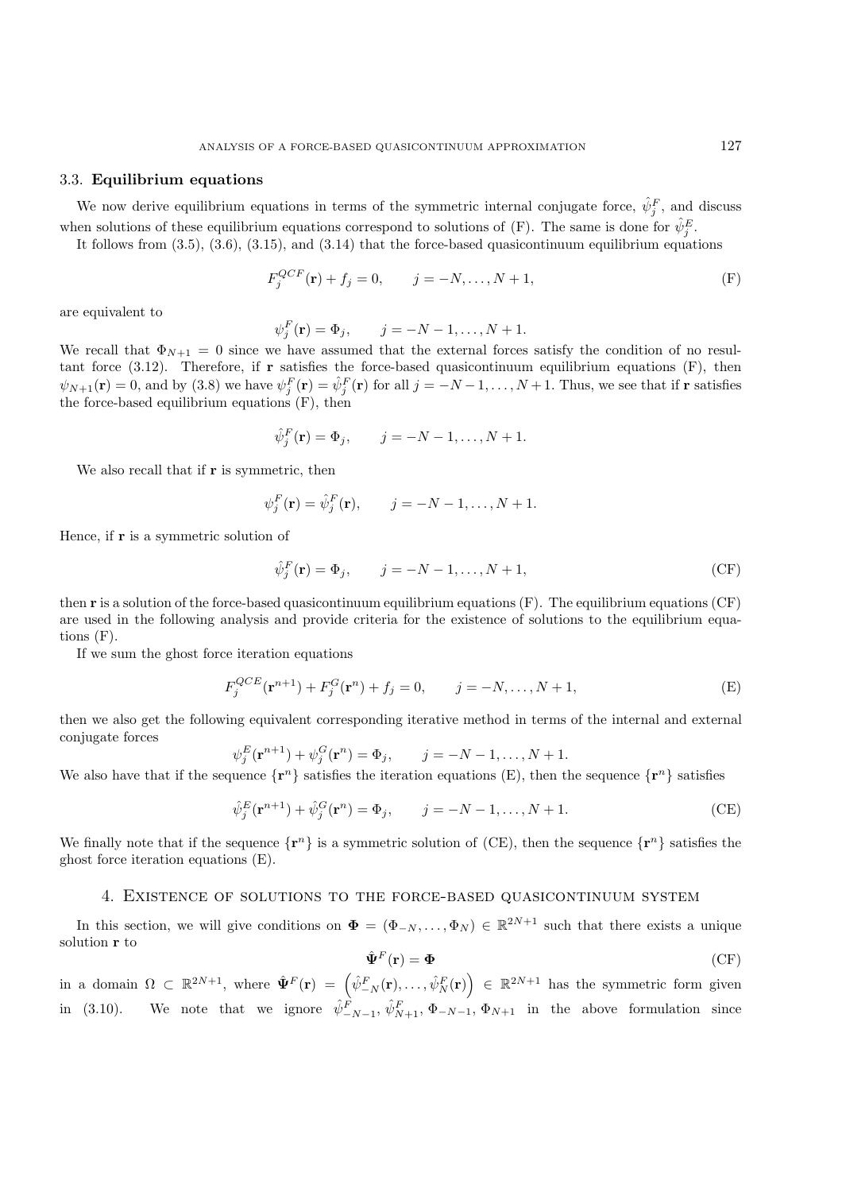### 3.3. **Equilibrium equations**

We now derive equilibrium equations in terms of the symmetric internal conjugate force, $\hat{\psi}_j^F$, and discuss when solutions of these equilibrium equations correspond to solutions of (F). The same is done for $\hat{\psi}_j^E$.

It follows from (3.5), (3.6), (3.15), and (3.14) that the force-based quasicontinuum equilibrium equations

$$F_j^{QCF}(\mathbf{r}) + f_j = 0, \qquad j = -N, \ldots, N+1, \tag{F}$$

are equivalent to

$$\psi_j^F(\mathbf{r}) = \Phi_j, \qquad j = -N-1, \ldots, N+1.$$

We recall that $\Phi_{N+1} = 0$ since we have assumed that the external forces satisfy the condition of no resultant force (3.12). Therefore, if $\mathbf{r}$ satisfies the force-based quasicontinuum equilibrium equations (F), then $\psi_{N+1}(\mathbf{r}) = 0$, and by (3.8) we have $\psi_j^F(\mathbf{r}) = \hat{\psi}_j^F(\mathbf{r})$ for all $j = -N-1, \ldots, N+1$. Thus, we see that if $\mathbf{r}$ satisfies the force-based equilibrium equations (F), then

$$\hat{\psi}_j^F(\mathbf{r}) = \Phi_j, \qquad j = -N-1, \ldots, N+1.$$

We also recall that if $\mathbf{r}$ is symmetric, then

$$\psi_j^F(\mathbf{r}) = \hat{\psi}_j^F(\mathbf{r}), \qquad j = -N-1, \ldots, N+1.$$

Hence, if $\mathbf{r}$ is a symmetric solution of

$$\hat{\psi}_j^F(\mathbf{r}) = \Phi_j, \qquad j = -N-1, \ldots, N+1, \tag{CF}$$

then $\mathbf{r}$ is a solution of the force-based quasicontinuum equilibrium equations (F). The equilibrium equations (CF) are used in the following analysis and provide criteria for the existence of solutions to the equilibrium equations (F).

If we sum the ghost force iteration equations

$$F_j^{QCE}(\mathbf{r}^{n+1}) + F_j^G(\mathbf{r}^n) + f_j = 0, \qquad j = -N, \ldots, N+1, \tag{E}$$

then we also get the following equivalent corresponding iterative method in terms of the internal and external conjugate forces

$$\psi_j^E(\mathbf{r}^{n+1}) + \psi_j^G(\mathbf{r}^n) = \Phi_j, \qquad j = -N-1, \ldots, N+1.$$

We also have that if the sequence $\{\mathbf{r}^n\}$ satisfies the iteration equations (E), then the sequence $\{\mathbf{r}^n\}$ satisfies

$$\hat{\psi}_j^E(\mathbf{r}^{n+1}) + \hat{\psi}_j^G(\mathbf{r}^n) = \Phi_j, \qquad j = -N-1, \ldots, N+1. \tag{CE}$$

We finally note that if the sequence $\{\mathbf{r}^n\}$ is a symmetric solution of (CE), then the sequence $\{\mathbf{r}^n\}$ satisfies the ghost force iteration equations (E).

## 4. Existence of solutions to the force-based quasicontinuum system

In this section, we will give conditions on $\mathbf{\Phi} = (\Phi_{-N}, \ldots, \Phi_N) \in \mathbb{R}^{2N+1}$ such that there exists a unique solution $\mathbf{r}$ to

$$\hat{\mathbf{\Psi}}^F(\mathbf{r}) = \mathbf{\Phi} \tag{CF}$$

in a domain $\Omega \subset \mathbb{R}^{2N+1}$, where $\hat{\mathbf{\Psi}}^F(\mathbf{r}) = \left(\hat{\psi}_{-N}^F(\mathbf{r}), \ldots, \hat{\psi}_N^F(\mathbf{r})\right) \in \mathbb{R}^{2N+1}$ has the symmetric form given in (3.10). We note that we ignore $\hat{\psi}_{-N-1}^F, \hat{\psi}_{N+1}^F, \Phi_{-N-1}, \Phi_{N+1}$ in the above formulation since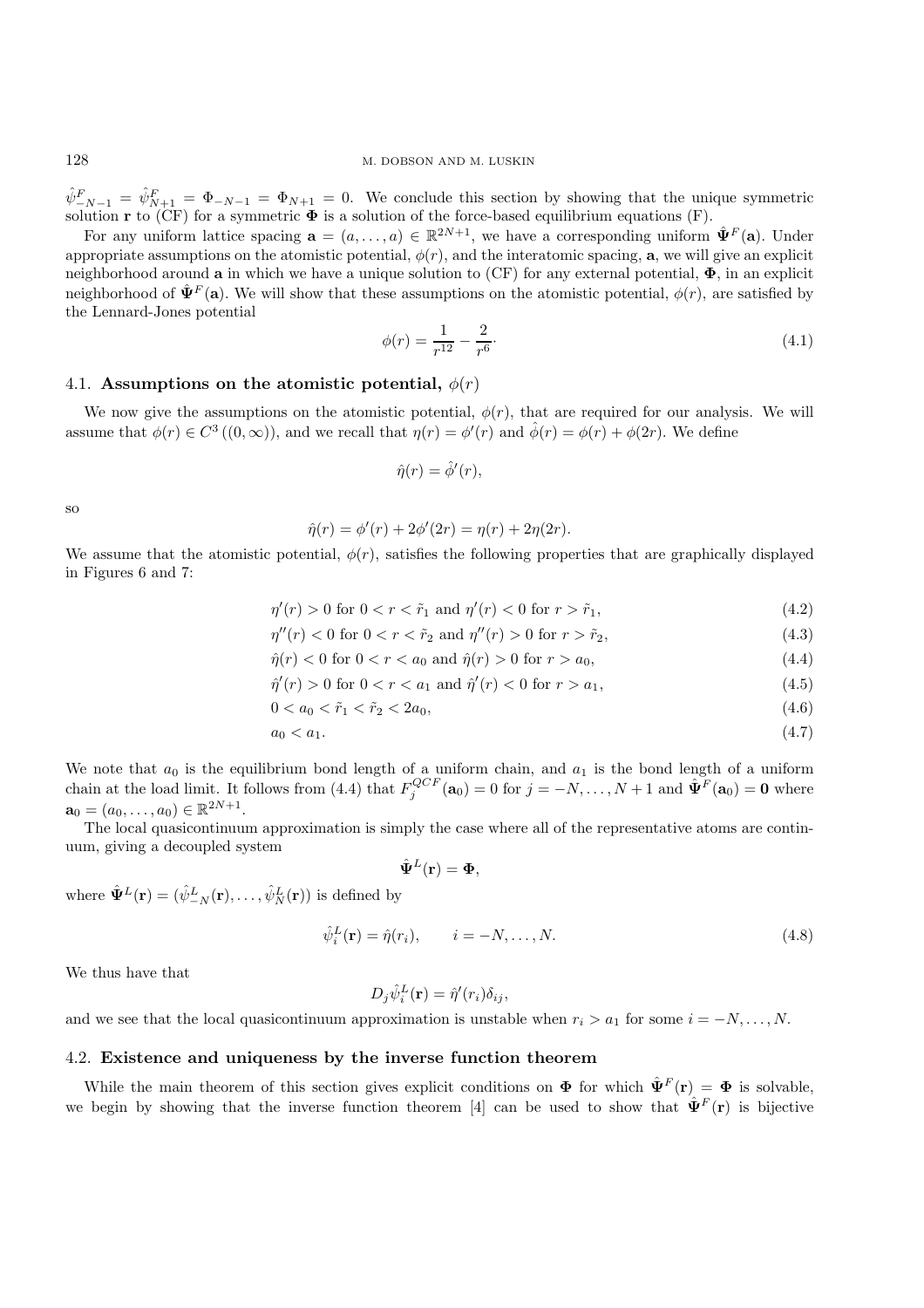$\hat{\psi}^F_{-N-1} = \hat{\psi}^F_{N+1} = \Phi_{-N-1} = \Phi_{N+1} = 0$. We conclude this section by showing that the unique symmetric solution $\mathbf{r}$ to (CF) for a symmetric $\mathbf{\Phi}$ is a solution of the force-based equilibrium equations (F).

For any uniform lattice spacing $\mathbf{a} = (a, \ldots, a) \in \mathbb{R}^{2N+1}$, we have a corresponding uniform $\hat{\mathbf{\Psi}}^F(\mathbf{a})$. Under appropriate assumptions on the atomistic potential, $\phi(r)$, and the interatomic spacing, $\mathbf{a}$, we will give an explicit neighborhood around $\mathbf{a}$ in which we have a unique solution to (CF) for any external potential, $\mathbf{\Phi}$, in an explicit neighborhood of $\hat{\mathbf{\Psi}}^F(\mathbf{a})$. We will show that these assumptions on the atomistic potential, $\phi(r)$, are satisfied by the Lennard-Jones potential

$$\phi(r) = \frac{1}{r^{12}} - \frac{2}{r^6}. \tag{4.1}$$

### 4.1. Assumptions on the atomistic potential, $\phi(r)$

We now give the assumptions on the atomistic potential, $\phi(r)$, that are required for our analysis. We will assume that $\phi(r) \in C^3((0,\infty))$, and we recall that $\eta(r) = \phi'(r)$ and $\hat{\phi}(r) = \phi(r) + \phi(2r)$. We define

$$\hat{\eta}(r) = \hat{\phi}'(r),$$

so

$$\hat{\eta}(r) = \phi'(r) + 2\phi'(2r) = \eta(r) + 2\eta(2r).$$

We assume that the atomistic potential, $\phi(r)$, satisfies the following properties that are graphically displayed in Figures 6 and 7:

$$\eta'(r) > 0 \text{ for } 0 < r < \tilde{r}_1 \text{ and } \eta'(r) < 0 \text{ for } r > \tilde{r}_1, \tag{4.2}$$

$$\eta''(r) < 0 \text{ for } 0 < r < \tilde{r}_2 \text{ and } \eta''(r) > 0 \text{ for } r > \tilde{r}_2, \tag{4.3}$$

$$\hat{\eta}(r) < 0 \text{ for } 0 < r < a_0 \text{ and } \hat{\eta}(r) > 0 \text{ for } r > a_0, \tag{4.4}$$

$$\hat{\eta}'(r) > 0 \text{ for } 0 < r < a_1 \text{ and } \hat{\eta}'(r) < 0 \text{ for } r > a_1, \tag{4.5}$$

$$0 < a_0 < \tilde{r}_1 < \tilde{r}_2 < 2a_0, \tag{4.6}$$

$$a_0 < a_1. \tag{4.7}$$

We note that $a_0$ is the equilibrium bond length of a uniform chain, and $a_1$ is the bond length of a uniform chain at the load limit. It follows from (4.4) that $F^{QCF}_j(\mathbf{a}_0) = 0$ for $j = -N, \ldots, N+1$ and $\hat{\mathbf{\Psi}}^F(\mathbf{a}_0) = \mathbf{0}$ where $\mathbf{a}_0 = (a_0, \ldots, a_0) \in \mathbb{R}^{2N+1}$.

The local quasicontinuum approximation is simply the case where all of the representative atoms are continuum, giving a decoupled system

$$\hat{\mathbf{\Psi}}^L(\mathbf{r}) = \mathbf{\Phi},$$

where $\hat{\mathbf{\Psi}}^L(\mathbf{r}) = (\hat{\psi}^L_{-N}(\mathbf{r}), \ldots, \hat{\psi}^L_N(\mathbf{r}))$ is defined by

$$\hat{\psi}^L_i(\mathbf{r}) = \hat{\eta}(r_i), \qquad i = -N, \ldots, N. \tag{4.8}$$

We thus have that

$$D_j \hat{\psi}^L_i(\mathbf{r}) = \hat{\eta}'(r_i)\delta_{ij},$$

and we see that the local quasicontinuum approximation is unstable when $r_i > a_1$ for some $i = -N, \ldots, N$.

### 4.2. Existence and uniqueness by the inverse function theorem

While the main theorem of this section gives explicit conditions on $\mathbf{\Phi}$ for which $\hat{\mathbf{\Psi}}^F(\mathbf{r}) = \mathbf{\Phi}$ is solvable, we begin by showing that the inverse function theorem [4] can be used to show that $\hat{\mathbf{\Psi}}^F(\mathbf{r})$ is bijective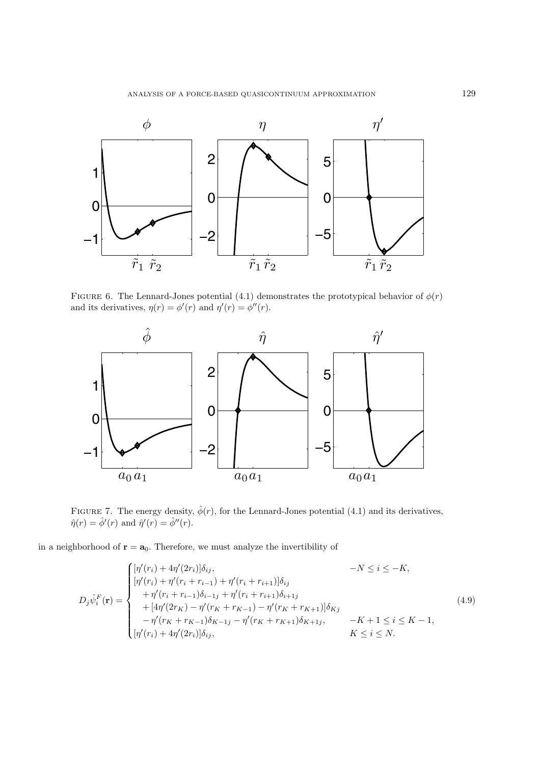FIGURE 6. The Lennard-Jones potential (4.1) demonstrates the prototypical behavior of $\phi(r)$ and its derivatives, $\eta(r) = \phi'(r)$ and $\eta'(r) = \phi''(r)$.

FIGURE 7. The energy density, $\hat{\phi}(r)$, for the Lennard-Jones potential (4.1) and its derivatives, $\hat{\eta}(r) = \hat{\phi}'(r)$ and $\hat{\eta}'(r) = \hat{\phi}''(r)$.

in a neighborhood of $\mathbf{r} = \mathbf{a}_0$. Therefore, we must analyze the invertibility of

$$
D_j \hat{\psi}_i^F(\mathbf{r}) = \begin{cases}
[\eta'(r_i) + 4\eta'(2r_i)]\delta_{ij}, & -N \le i \le -K, \\
[\eta'(r_i) + \eta'(r_i + r_{i-1}) + \eta'(r_i + r_{i+1})]\delta_{ij} & \\
\quad + \eta'(r_i + r_{i-1})\delta_{i-1j} + \eta'(r_i + r_{i+1})\delta_{i+1j} & \\
\quad + [4\eta'(2r_K) - \eta'(r_K + r_{K-1}) - \eta'(r_K + r_{K+1})]\delta_{Kj} & \\
\quad - \eta'(r_K + r_{K-1})\delta_{K-1j} - \eta'(r_K + r_{K+1})\delta_{K+1j}, & -K + 1 \le i \le K - 1, \\
[\eta'(r_i) + 4\eta'(2r_i)]\delta_{ij}, & K \le i \le N.
\end{cases} \tag{4.9}
$$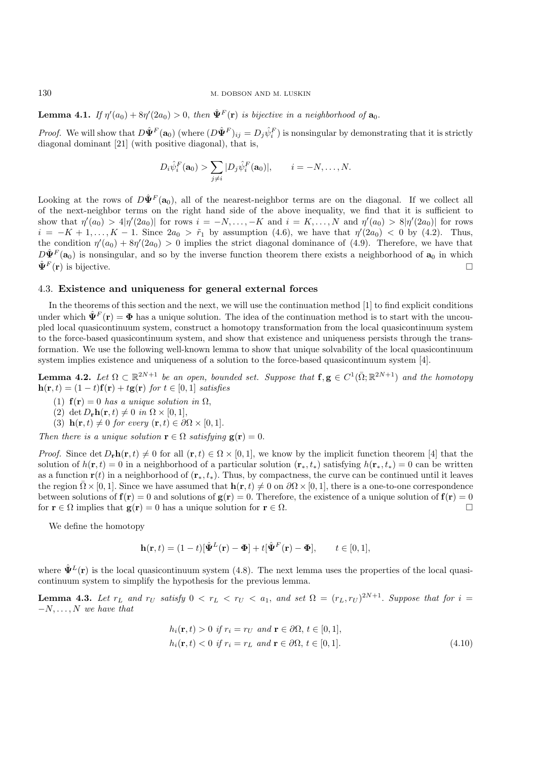**Lemma 4.1.** *If $\eta'(a_0) + 8\eta'(2a_0) > 0$, then $\hat{\mathbf{\Psi}}^F(\mathbf{r})$ is bijective in a neighborhood of $\mathbf{a}_0$.*

*Proof.* We will show that $D\hat{\mathbf{\Psi}}^F(\mathbf{a}_0)$ (where $(D\hat{\mathbf{\Psi}}^F)_{ij} = D_j\hat{\psi}_i^F$) is nonsingular by demonstrating that it is strictly diagonal dominant [21] (with positive diagonal), that is,

$$D_i\hat{\psi}_i^F(\mathbf{a}_0) > \sum_{j\neq i} |D_j\hat{\psi}_i^F(\mathbf{a}_0)|, \qquad i = -N, \ldots, N.$$

Looking at the rows of $D\hat{\mathbf{\Psi}}^F(\mathbf{a}_0)$, all of the nearest-neighbor terms are on the diagonal. If we collect all of the next-neighbor terms on the right hand side of the above inequality, we find that it is sufficient to show that $\eta'(a_0) > 4|\eta'(2a_0)|$ for rows $i = -N, \ldots, -K$ and $i = K, \ldots, N$ and $\eta'(a_0) > 8|\eta'(2a_0)|$ for rows $i = -K+1, \ldots, K-1$. Since $2a_0 > \tilde{r}_1$ by assumption (4.6), we have that $\eta'(2a_0) < 0$ by (4.2). Thus, the condition $\eta'(a_0) + 8\eta'(2a_0) > 0$ implies the strict diagonal dominance of (4.9). Therefore, we have that $D\hat{\mathbf{\Psi}}^F(\mathbf{a}_0)$ is nonsingular, and so by the inverse function theorem there exists a neighborhood of $\mathbf{a}_0$ in which $\hat{\mathbf{\Psi}}^F(\mathbf{r})$ is bijective. $\square$

### 4.3. Existence and uniqueness for general external forces

In the theorems of this section and the next, we will use the continuation method [1] to find explicit conditions under which $\hat{\mathbf{\Psi}}^F(\mathbf{r}) = \mathbf{\Phi}$ has a unique solution. The idea of the continuation method is to start with the uncoupled local quasicontinuum system, construct a homotopy transformation from the local quasicontinuum system to the force-based quasicontinuum system, and show that existence and uniqueness persists through the transformation. We use the following well-known lemma to show that unique solvability of the local quasicontinuum system implies existence and uniqueness of a solution to the force-based quasicontinuum system [4].

**Lemma 4.2.** *Let $\Omega \subset \mathbb{R}^{2N+1}$ be an open, bounded set. Suppose that $\mathbf{f}, \mathbf{g} \in C^1(\bar{\Omega}; \mathbb{R}^{2N+1})$ and the homotopy $\mathbf{h}(\mathbf{r}, t) = (1-t)\mathbf{f}(\mathbf{r}) + t\mathbf{g}(\mathbf{r})$ for $t \in [0,1]$ satisfies*

1. *$\mathbf{f}(\mathbf{r}) = 0$ has a unique solution in $\Omega$,*
2. *$\det D_{\mathbf{r}}\mathbf{h}(\mathbf{r}, t) \neq 0$ in $\Omega \times [0,1]$,*
3. *$\mathbf{h}(\mathbf{r}, t) \neq 0$ for every $(\mathbf{r}, t) \in \partial\Omega \times [0,1]$.*

*Then there is a unique solution $\mathbf{r} \in \Omega$ satisfying $\mathbf{g}(\mathbf{r}) = 0$.*

*Proof.* Since $\det D_{\mathbf{r}}\mathbf{h}(\mathbf{r}, t) \neq 0$ for all $(\mathbf{r}, t) \in \Omega \times [0,1]$, we know by the implicit function theorem [4] that the solution of $h(\mathbf{r}, t) = 0$ in a neighborhood of a particular solution $(\mathbf{r}_*, t_*)$ satisfying $h(\mathbf{r}_*, t_*) = 0$ can be written as a function $\mathbf{r}(t)$ in a neighborhood of $(\mathbf{r}_*, t_*)$. Thus, by compactness, the curve can be continued until it leaves the region $\bar{\Omega} \times [0,1]$. Since we have assumed that $\mathbf{h}(\mathbf{r}, t) \neq 0$ on $\partial\Omega \times [0,1]$, there is a one-to-one correspondence between solutions of $\mathbf{f}(\mathbf{r}) = 0$ and solutions of $\mathbf{g}(\mathbf{r}) = 0$. Therefore, the existence of a unique solution of $\mathbf{f}(\mathbf{r}) = 0$ for $\mathbf{r} \in \Omega$ implies that $\mathbf{g}(\mathbf{r}) = 0$ has a unique solution for $\mathbf{r} \in \Omega$. $\square$

We define the homotopy

$$\mathbf{h}(\mathbf{r}, t) = (1-t)[\hat{\mathbf{\Psi}}^L(\mathbf{r}) - \mathbf{\Phi}] + t[\hat{\mathbf{\Psi}}^F(\mathbf{r}) - \mathbf{\Phi}], \qquad t \in [0,1],$$

where $\hat{\mathbf{\Psi}}^L(\mathbf{r})$ is the local quasicontinuum system (4.8). The next lemma uses the properties of the local quasicontinuum system to simplify the hypothesis for the previous lemma.

**Lemma 4.3.** *Let $r_L$ and $r_U$ satisfy $0 < r_L < r_U < a_1$, and set $\Omega = (r_L, r_U)^{2N+1}$. Suppose that for $i = -N, \ldots, N$ we have that*

$$\begin{aligned} &h_i(\mathbf{r}, t) > 0 \text{ if } r_i = r_U \text{ and } \mathbf{r} \in \partial\Omega,\ t \in [0,1], \\ &h_i(\mathbf{r}, t) < 0 \text{ if } r_i = r_L \text{ and } \mathbf{r} \in \partial\Omega,\ t \in [0,1]. \end{aligned} \tag{4.10}$$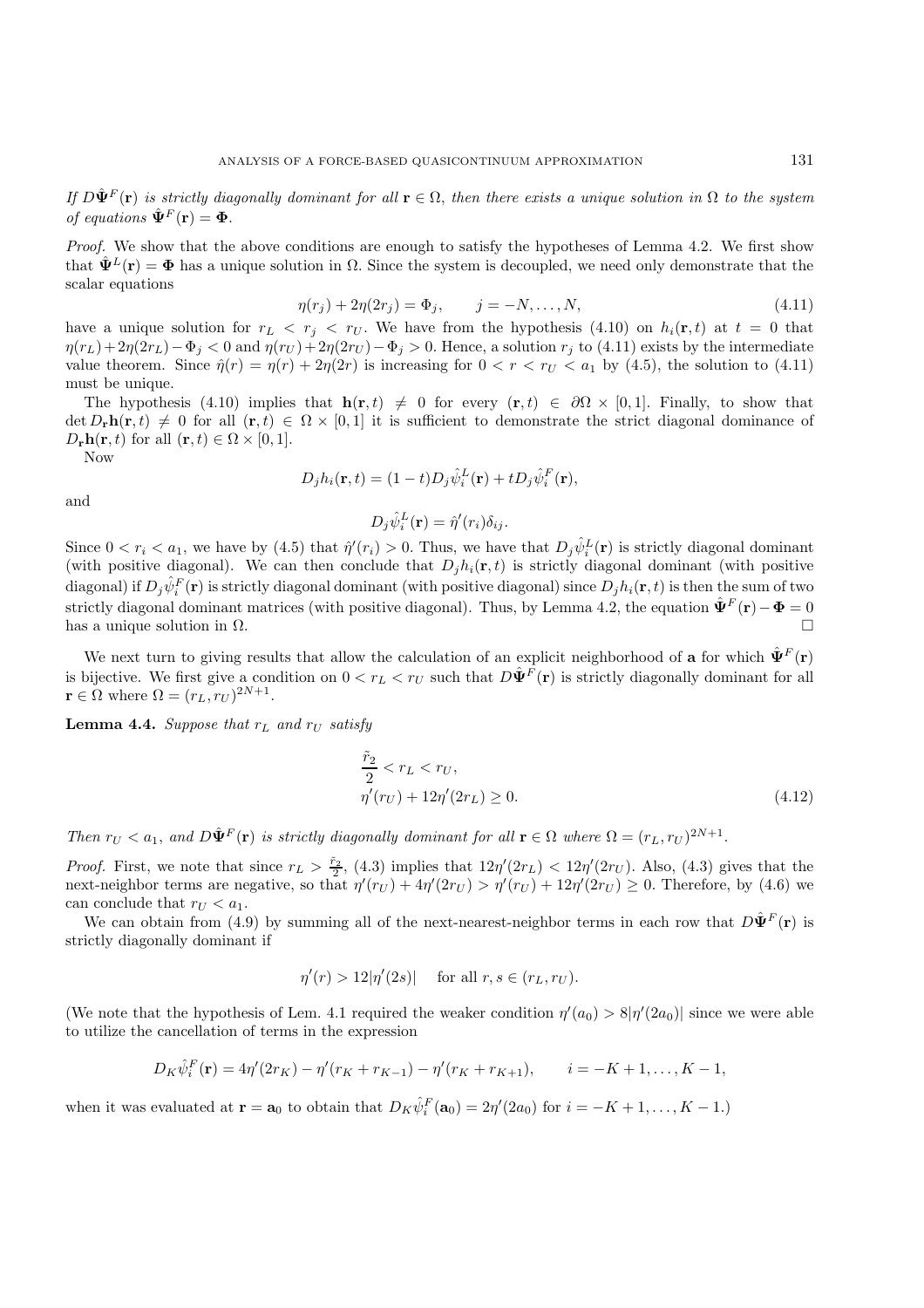*If $D\hat{\mathbf{\Psi}}^F(\mathbf{r})$ is strictly diagonally dominant for all $\mathbf{r} \in \Omega$, then there exists a unique solution in $\Omega$ to the system of equations $\hat{\mathbf{\Psi}}^F(\mathbf{r}) = \mathbf{\Phi}$.*

*Proof.* We show that the above conditions are enough to satisfy the hypotheses of Lemma 4.2. We first show that $\hat{\mathbf{\Psi}}^L(\mathbf{r}) = \mathbf{\Phi}$ has a unique solution in $\Omega$. Since the system is decoupled, we need only demonstrate that the scalar equations

$$\eta(r_j) + 2\eta(2r_j) = \Phi_j, \qquad j = -N, \dots, N, \tag{4.11}$$

have a unique solution for $r_L < r_j < r_U$. We have from the hypothesis (4.10) on $h_i(\mathbf{r}, t)$ at $t = 0$ that $\eta(r_L) + 2\eta(2r_L) - \Phi_j < 0$ and $\eta(r_U) + 2\eta(2r_U) - \Phi_j > 0$. Hence, a solution $r_j$ to (4.11) exists by the intermediate value theorem. Since $\hat{\eta}(r) = \eta(r) + 2\eta(2r)$ is increasing for $0 < r < r_U < a_1$ by (4.5), the solution to (4.11) must be unique.

The hypothesis (4.10) implies that $\mathbf{h}(\mathbf{r}, t) \neq 0$ for every $(\mathbf{r}, t) \in \partial\Omega \times [0, 1]$. Finally, to show that $\det D_\mathbf{r}\mathbf{h}(\mathbf{r}, t) \neq 0$ for all $(\mathbf{r}, t) \in \Omega \times [0, 1]$ it is sufficient to demonstrate the strict diagonal dominance of $D_\mathbf{r}\mathbf{h}(\mathbf{r}, t)$ for all $(\mathbf{r}, t) \in \Omega \times [0, 1]$.

Now

$$D_j h_i(\mathbf{r}, t) = (1 - t) D_j \hat{\psi}_i^L(\mathbf{r}) + t D_j \hat{\psi}_i^F(\mathbf{r}),$$

and

$$D_j \hat{\psi}_i^L(\mathbf{r}) = \hat{\eta}'(r_i)\delta_{ij}.$$

Since $0 < r_i < a_1$, we have by (4.5) that $\hat{\eta}'(r_i) > 0$. Thus, we have that $D_j \hat{\psi}_i^L(\mathbf{r})$ is strictly diagonal dominant (with positive diagonal). We can then conclude that $D_j h_i(\mathbf{r}, t)$ is strictly diagonal dominant (with positive diagonal) if $D_j \hat{\psi}_i^F(\mathbf{r})$ is strictly diagonal dominant (with positive diagonal) since $D_j h_i(\mathbf{r}, t)$ is then the sum of two strictly diagonal dominant matrices (with positive diagonal). Thus, by Lemma 4.2, the equation $\hat{\mathbf{\Psi}}^F(\mathbf{r}) - \mathbf{\Phi} = 0$ has a unique solution in $\Omega$. $\square$

We next turn to giving results that allow the calculation of an explicit neighborhood of $\mathbf{a}$ for which $\hat{\mathbf{\Psi}}^F(\mathbf{r})$ is bijective. We first give a condition on $0 < r_L < r_U$ such that $D\hat{\mathbf{\Psi}}^F(\mathbf{r})$ is strictly diagonally dominant for all $\mathbf{r} \in \Omega$ where $\Omega = (r_L, r_U)^{2N+1}$.

**Lemma 4.4.** *Suppose that $r_L$ and $r_U$ satisfy*

$$\begin{aligned} &\frac{\tilde{r}_2}{2} < r_L < r_U, \\ &\eta'(r_U) + 12\eta'(2r_L) \geq 0. \end{aligned} \tag{4.12}$$

*Then $r_U < a_1$, and $D\hat{\mathbf{\Psi}}^F(\mathbf{r})$ is strictly diagonally dominant for all $\mathbf{r} \in \Omega$ where $\Omega = (r_L, r_U)^{2N+1}$.*

*Proof.* First, we note that since $r_L > \frac{\tilde{r}_2}{2}$, (4.3) implies that $12\eta'(2r_L) < 12\eta'(2r_U)$. Also, (4.3) gives that the next-neighbor terms are negative, so that $\eta'(r_U) + 4\eta'(2r_U) > \eta'(r_U) + 12\eta'(2r_U) \geq 0$. Therefore, by (4.6) we can conclude that $r_U < a_1$.

We can obtain from (4.9) by summing all of the next-nearest-neighbor terms in each row that $D\hat{\mathbf{\Psi}}^F(\mathbf{r})$ is strictly diagonally dominant if

$$\eta'(r) > 12|\eta'(2s)| \quad \text{ for all } r, s \in (r_L, r_U).$$

(We note that the hypothesis of Lem. 4.1 required the weaker condition $\eta'(a_0) > 8|\eta'(2a_0)|$ since we were able to utilize the cancellation of terms in the expression

$$D_K \hat{\psi}_i^F(\mathbf{r}) = 4\eta'(2r_K) - \eta'(r_K + r_{K-1}) - \eta'(r_K + r_{K+1}), \qquad i = -K + 1, \dots, K - 1,$$

when it was evaluated at $\mathbf{r} = \mathbf{a}_0$ to obtain that $D_K \hat{\psi}_i^F(\mathbf{a}_0) = 2\eta'(2a_0)$ for $i = -K + 1, \dots, K - 1$.)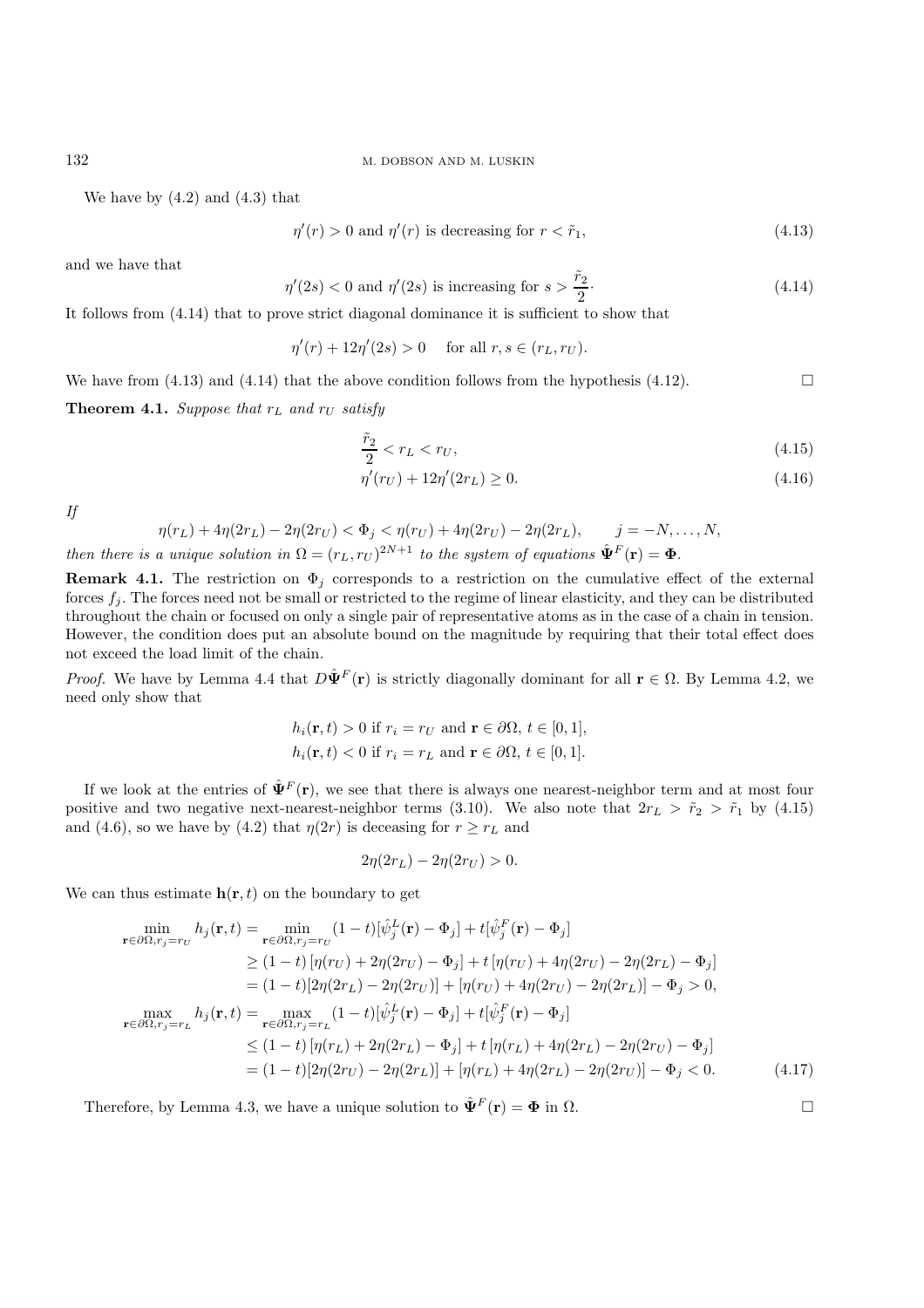We have by (4.2) and (4.3) that

$$\eta'(r) > 0 \text{ and } \eta'(r) \text{ is decreasing for } r < \tilde{r}_1, \tag{4.13}$$

and we have that

$$\eta'(2s) < 0 \text{ and } \eta'(2s) \text{ is increasing for } s > \frac{\tilde{r}_2}{2}\cdot \tag{4.14}$$

It follows from (4.14) that to prove strict diagonal dominance it is sufficient to show that

$$\eta'(r) + 12\eta'(2s) > 0 \quad \text{ for all } r, s \in (r_L, r_U).$$

We have from (4.13) and (4.14) that the above condition follows from the hypothesis (4.12). □

**Theorem 4.1.** *Suppose that $r_L$ and $r_U$ satisfy*

$$\frac{\tilde{r}_2}{2} < r_L < r_U, \tag{4.15}$$

$$\eta'(r_U) + 12\eta'(2r_L) \geq 0. \tag{4.16}$$

*If*

$$\eta(r_L) + 4\eta(2r_L) - 2\eta(2r_U) < \Phi_j < \eta(r_U) + 4\eta(2r_U) - 2\eta(2r_L), \qquad j = -N, \ldots, N,$$

*then there is a unique solution in $\Omega = (r_L, r_U)^{2N+1}$ to the system of equations $\hat{\mathbf{\Psi}}^F(\mathbf{r}) = \mathbf{\Phi}$.*

**Remark 4.1.** The restriction on $\Phi_j$ corresponds to a restriction on the cumulative effect of the external forces $f_j$. The forces need not be small or restricted to the regime of linear elasticity, and they can be distributed throughout the chain or focused on only a single pair of representative atoms as in the case of a chain in tension. However, the condition does put an absolute bound on the magnitude by requiring that their total effect does not exceed the load limit of the chain.

*Proof.* We have by Lemma 4.4 that $D\hat{\mathbf{\Psi}}^F(\mathbf{r})$ is strictly diagonally dominant for all $\mathbf{r} \in \Omega$. By Lemma 4.2, we need only show that

$$h_i(\mathbf{r}, t) > 0 \text{ if } r_i = r_U \text{ and } \mathbf{r} \in \partial\Omega,\ t \in [0, 1],$$
$$h_i(\mathbf{r}, t) < 0 \text{ if } r_i = r_L \text{ and } \mathbf{r} \in \partial\Omega,\ t \in [0, 1].$$

If we look at the entries of $\hat{\mathbf{\Psi}}^F(\mathbf{r})$, we see that there is always one nearest-neighbor term and at most four positive and two negative next-nearest-neighbor terms (3.10). We also note that $2r_L > \tilde{r}_2 > \tilde{r}_1$ by (4.15) and (4.6), so we have by (4.2) that $\eta(2r)$ is deceasing for $r \geq r_L$ and

$$2\eta(2r_L) - 2\eta(2r_U) > 0.$$

We can thus estimate $\mathbf{h}(\mathbf{r}, t)$ on the boundary to get

$$\begin{aligned}
\min_{\mathbf{r}\in\partial\Omega, r_j = r_U} h_j(\mathbf{r}, t) &= \min_{\mathbf{r}\in\partial\Omega, r_j = r_U} (1-t)[\hat{\psi}_j^L(\mathbf{r}) - \Phi_j] + t[\hat{\psi}_j^F(\mathbf{r}) - \Phi_j] \\
&\geq (1-t)\left[\eta(r_U) + 2\eta(2r_U) - \Phi_j\right] + t\left[\eta(r_U) + 4\eta(2r_U) - 2\eta(2r_L) - \Phi_j\right] \\
&= (1-t)[2\eta(2r_L) - 2\eta(2r_U)] + [\eta(r_U) + 4\eta(2r_U) - 2\eta(2r_L)] - \Phi_j > 0, \\
\max_{\mathbf{r}\in\partial\Omega, r_j = r_L} h_j(\mathbf{r}, t) &= \max_{\mathbf{r}\in\partial\Omega, r_j = r_L} (1-t)[\hat{\psi}_j^L(\mathbf{r}) - \Phi_j] + t[\hat{\psi}_j^F(\mathbf{r}) - \Phi_j] \\
&\leq (1-t)\left[\eta(r_L) + 2\eta(2r_L) - \Phi_j\right] + t\left[\eta(r_L) + 4\eta(2r_L) - 2\eta(2r_U) - \Phi_j\right] \\
&= (1-t)[2\eta(2r_U) - 2\eta(2r_L)] + [\eta(r_L) + 4\eta(2r_L) - 2\eta(2r_U)] - \Phi_j < 0.
\end{aligned} \tag{4.17}$$

Therefore, by Lemma 4.3, we have a unique solution to $\hat{\mathbf{\Psi}}^F(\mathbf{r}) = \mathbf{\Phi}$ in $\Omega$. □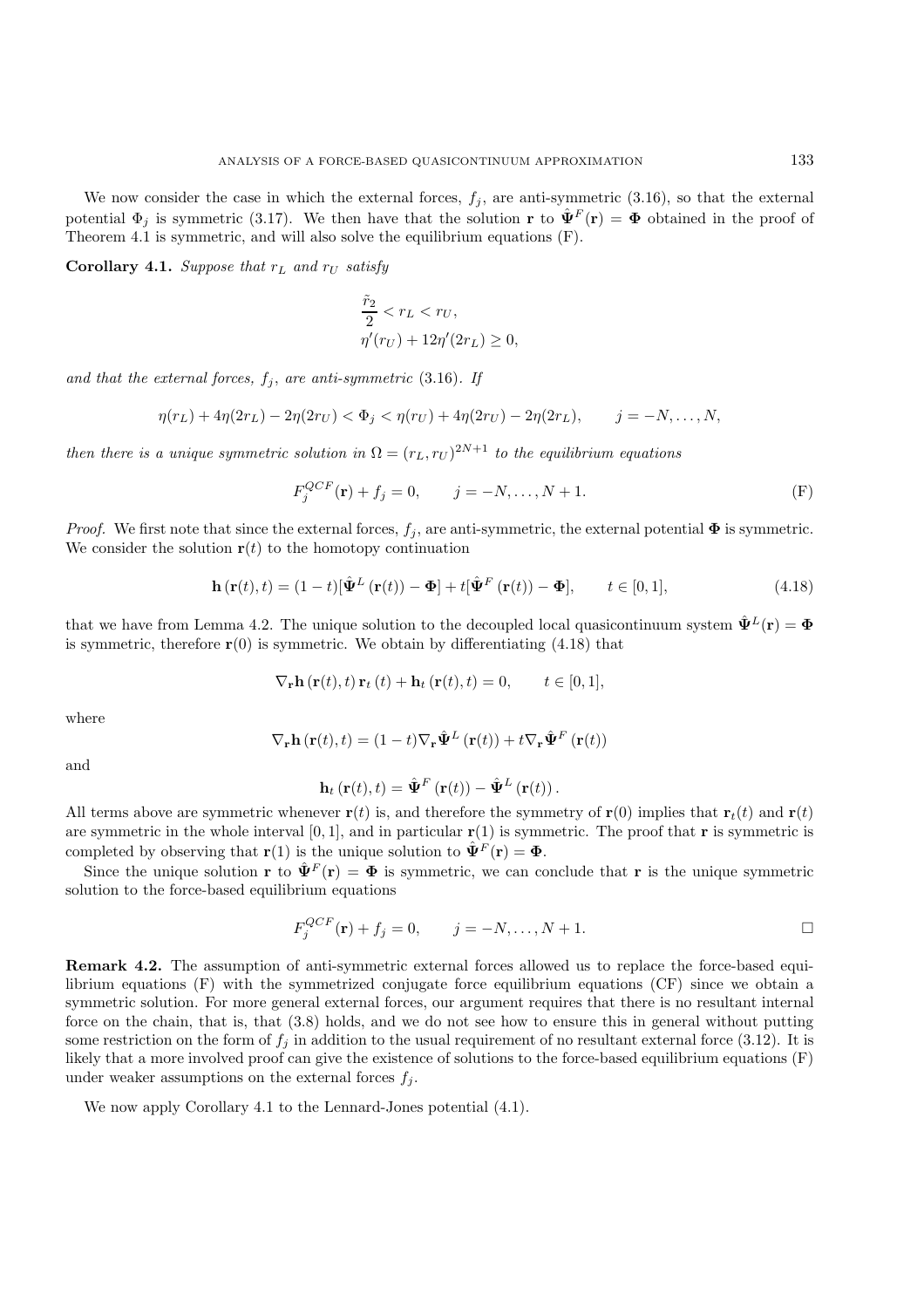We now consider the case in which the external forces, $f_j$, are anti-symmetric (3.16), so that the external potential $\Phi_j$ is symmetric (3.17). We then have that the solution $\mathbf{r}$ to $\hat{\mathbf{\Psi}}^F(\mathbf{r}) = \mathbf{\Phi}$ obtained in the proof of Theorem 4.1 is symmetric, and will also solve the equilibrium equations (F).

**Corollary 4.1.** *Suppose that $r_L$ and $r_U$ satisfy*

$$\frac{\tilde{r}_2}{2} < r_L < r_U,$$
$$\eta'(r_U) + 12\eta'(2r_L) \geq 0,$$

*and that the external forces, $f_j$, are anti-symmetric* (3.16)*. If*

$$\eta(r_L) + 4\eta(2r_L) - 2\eta(2r_U) < \Phi_j < \eta(r_U) + 4\eta(2r_U) - 2\eta(2r_L), \qquad j = -N, \ldots, N,$$

*then there is a unique symmetric solution in $\Omega = (r_L, r_U)^{2N+1}$ to the equilibrium equations*

$$F_j^{QCF}(\mathbf{r}) + f_j = 0, \qquad j = -N, \ldots, N+1. \tag{F}$$

*Proof.* We first note that since the external forces, $f_j$, are anti-symmetric, the external potential $\mathbf{\Phi}$ is symmetric. We consider the solution $\mathbf{r}(t)$ to the homotopy continuation

$$\mathbf{h}\left(\mathbf{r}(t), t\right) = (1-t)[\hat{\mathbf{\Psi}}^L\left(\mathbf{r}(t)\right) - \mathbf{\Phi}] + t[\hat{\mathbf{\Psi}}^F\left(\mathbf{r}(t)\right) - \mathbf{\Phi}], \qquad t \in [0,1], \tag{4.18}$$

that we have from Lemma 4.2. The unique solution to the decoupled local quasicontinuum system $\hat{\mathbf{\Psi}}^L(\mathbf{r}) = \mathbf{\Phi}$ is symmetric, therefore $\mathbf{r}(0)$ is symmetric. We obtain by differentiating (4.18) that

$$\nabla_{\mathbf{r}}\mathbf{h}\left(\mathbf{r}(t), t\right)\mathbf{r}_t\left(t\right) + \mathbf{h}_t\left(\mathbf{r}(t), t\right) = 0, \qquad t \in [0,1],$$

where

$$\nabla_{\mathbf{r}}\mathbf{h}\left(\mathbf{r}(t), t\right) = (1-t)\nabla_{\mathbf{r}}\hat{\mathbf{\Psi}}^L\left(\mathbf{r}(t)\right) + t\nabla_{\mathbf{r}}\hat{\mathbf{\Psi}}^F\left(\mathbf{r}(t)\right)$$

and

$$\mathbf{h}_t\left(\mathbf{r}(t), t\right) = \hat{\mathbf{\Psi}}^F\left(\mathbf{r}(t)\right) - \hat{\mathbf{\Psi}}^L\left(\mathbf{r}(t)\right).$$

All terms above are symmetric whenever $\mathbf{r}(t)$ is, and therefore the symmetry of $\mathbf{r}(0)$ implies that $\mathbf{r}_t(t)$ and $\mathbf{r}(t)$ are symmetric in the whole interval $[0,1]$, and in particular $\mathbf{r}(1)$ is symmetric. The proof that $\mathbf{r}$ is symmetric is completed by observing that $\mathbf{r}(1)$ is the unique solution to $\hat{\mathbf{\Psi}}^F(\mathbf{r}) = \mathbf{\Phi}$.

Since the unique solution $\mathbf{r}$ to $\hat{\mathbf{\Psi}}^F(\mathbf{r}) = \mathbf{\Phi}$ is symmetric, we can conclude that $\mathbf{r}$ is the unique symmetric solution to the force-based equilibrium equations

$$F_j^{QCF}(\mathbf{r}) + f_j = 0, \qquad j = -N, \ldots, N+1. \qquad \square$$

**Remark 4.2.** The assumption of anti-symmetric external forces allowed us to replace the force-based equilibrium equations (F) with the symmetrized conjugate force equilibrium equations (CF) since we obtain a symmetric solution. For more general external forces, our argument requires that there is no resultant internal force on the chain, that is, that (3.8) holds, and we do not see how to ensure this in general without putting some restriction on the form of $f_j$ in addition to the usual requirement of no resultant external force (3.12). It is likely that a more involved proof can give the existence of solutions to the force-based equilibrium equations (F) under weaker assumptions on the external forces $f_j$.

We now apply Corollary 4.1 to the Lennard-Jones potential (4.1).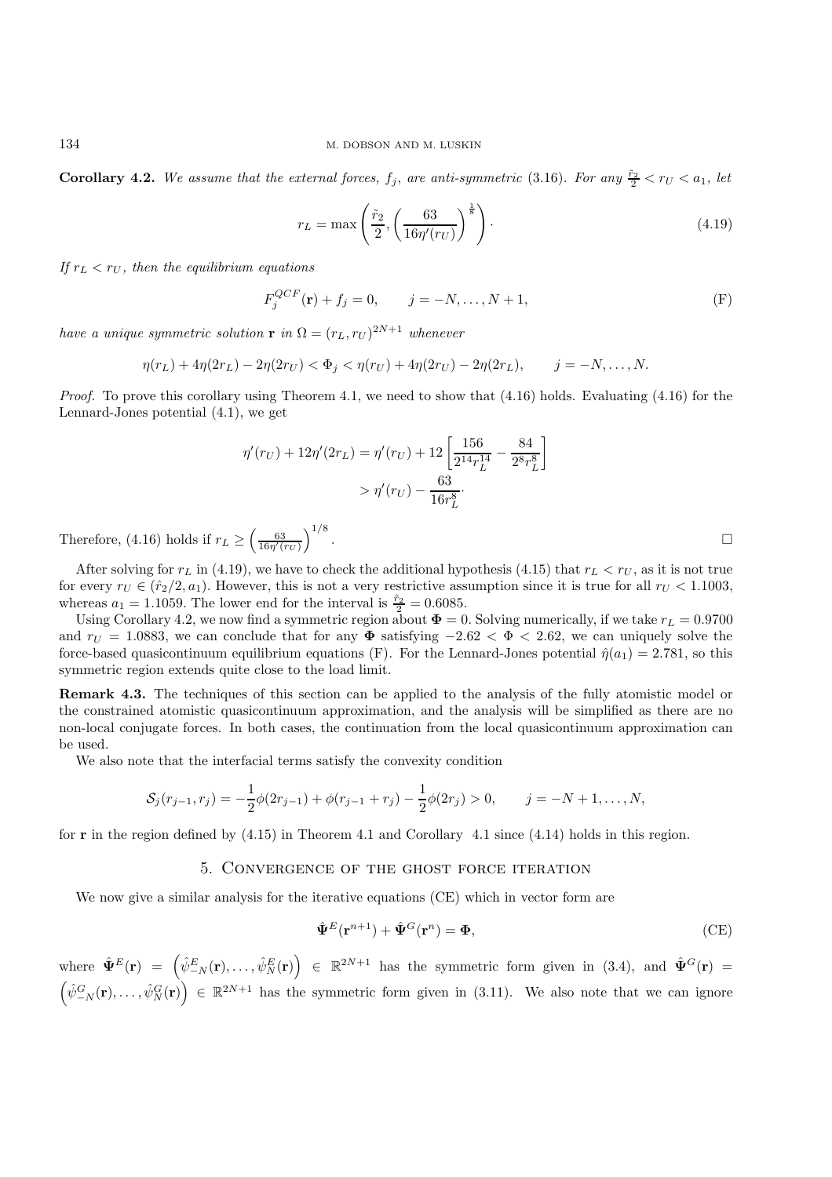**Corollary 4.2.** *We assume that the external forces, $f_j$, are anti-symmetric* (3.16)*. For any $\frac{\tilde{r}_2}{2} < r_U < a_1$, let*

$$r_L = \max\left(\frac{\tilde{r}_2}{2}, \left(\frac{63}{16\eta'(r_U)}\right)^{\frac{1}{8}}\right). \tag{4.19}$$

*If $r_L < r_U$, then the equilibrium equations*

$$F_j^{QCF}(\mathbf{r}) + f_j = 0, \qquad j = -N, \ldots, N+1, \tag{F}$$

*have a unique symmetric solution $\mathbf{r}$ in $\Omega = (r_L, r_U)^{2N+1}$ whenever*

$$\eta(r_L) + 4\eta(2r_L) - 2\eta(2r_U) < \Phi_j < \eta(r_U) + 4\eta(2r_U) - 2\eta(2r_L), \qquad j = -N, \ldots, N.$$

*Proof.* To prove this corollary using Theorem 4.1, we need to show that (4.16) holds. Evaluating (4.16) for the Lennard-Jones potential (4.1), we get

$$\begin{aligned}
\eta'(r_U) + 12\eta'(2r_L) &= \eta'(r_U) + 12\left[\frac{156}{2^{14}r_L^{14}} - \frac{84}{2^8 r_L^8}\right] \\
&> \eta'(r_U) - \frac{63}{16r_L^8}.
\end{aligned}$$

Therefore, (4.16) holds if $r_L \geq \left(\frac{63}{16\eta'(r_U)}\right)^{1/8}$. □

After solving for $r_L$ in (4.19), we have to check the additional hypothesis (4.15) that $r_L < r_U$, as it is not true for every $r_U \in (\hat{r}_2/2, a_1)$. However, this is not a very restrictive assumption since it is true for all $r_U < 1.1003$, whereas $a_1 = 1.1059$. The lower end for the interval is $\frac{\tilde{r}_2}{2} = 0.6085$.

Using Corollary 4.2, we now find a symmetric region about $\mathbf{\Phi} = 0$. Solving numerically, if we take $r_L = 0.9700$ and $r_U = 1.0883$, we can conclude that for any $\mathbf{\Phi}$ satisfying $-2.62 < \Phi < 2.62$, we can uniquely solve the force-based quasicontinuum equilibrium equations (F). For the Lennard-Jones potential $\hat{\eta}(a_1) = 2.781$, so this symmetric region extends quite close to the load limit.

**Remark 4.3.** The techniques of this section can be applied to the analysis of the fully atomistic model or the constrained atomistic quasicontinuum approximation, and the analysis will be simplified as there are no non-local conjugate forces. In both cases, the continuation from the local quasicontinuum approximation can be used.

We also note that the interfacial terms satisfy the convexity condition

$$\mathcal{S}_j(r_{j-1}, r_j) = -\frac{1}{2}\phi(2r_{j-1}) + \phi(r_{j-1} + r_j) - \frac{1}{2}\phi(2r_j) > 0, \qquad j = -N+1, \ldots, N,$$

for $\mathbf{r}$ in the region defined by (4.15) in Theorem 4.1 and Corollary 4.1 since (4.14) holds in this region.

## 5. Convergence of the ghost force iteration

We now give a similar analysis for the iterative equations (CE) which in vector form are

$$\hat{\mathbf{\Psi}}^E(\mathbf{r}^{n+1}) + \hat{\mathbf{\Psi}}^G(\mathbf{r}^n) = \mathbf{\Phi}, \tag{CE}$$

where $\hat{\mathbf{\Psi}}^E(\mathbf{r}) = \left(\hat{\psi}^E_{-N}(\mathbf{r}), \ldots, \hat{\psi}^E_N(\mathbf{r})\right) \in \mathbb{R}^{2N+1}$ has the symmetric form given in (3.4), and $\hat{\mathbf{\Psi}}^G(\mathbf{r}) = \left(\hat{\psi}^G_{-N}(\mathbf{r}), \ldots, \hat{\psi}^G_N(\mathbf{r})\right) \in \mathbb{R}^{2N+1}$ has the symmetric form given in (3.11). We also note that we can ignore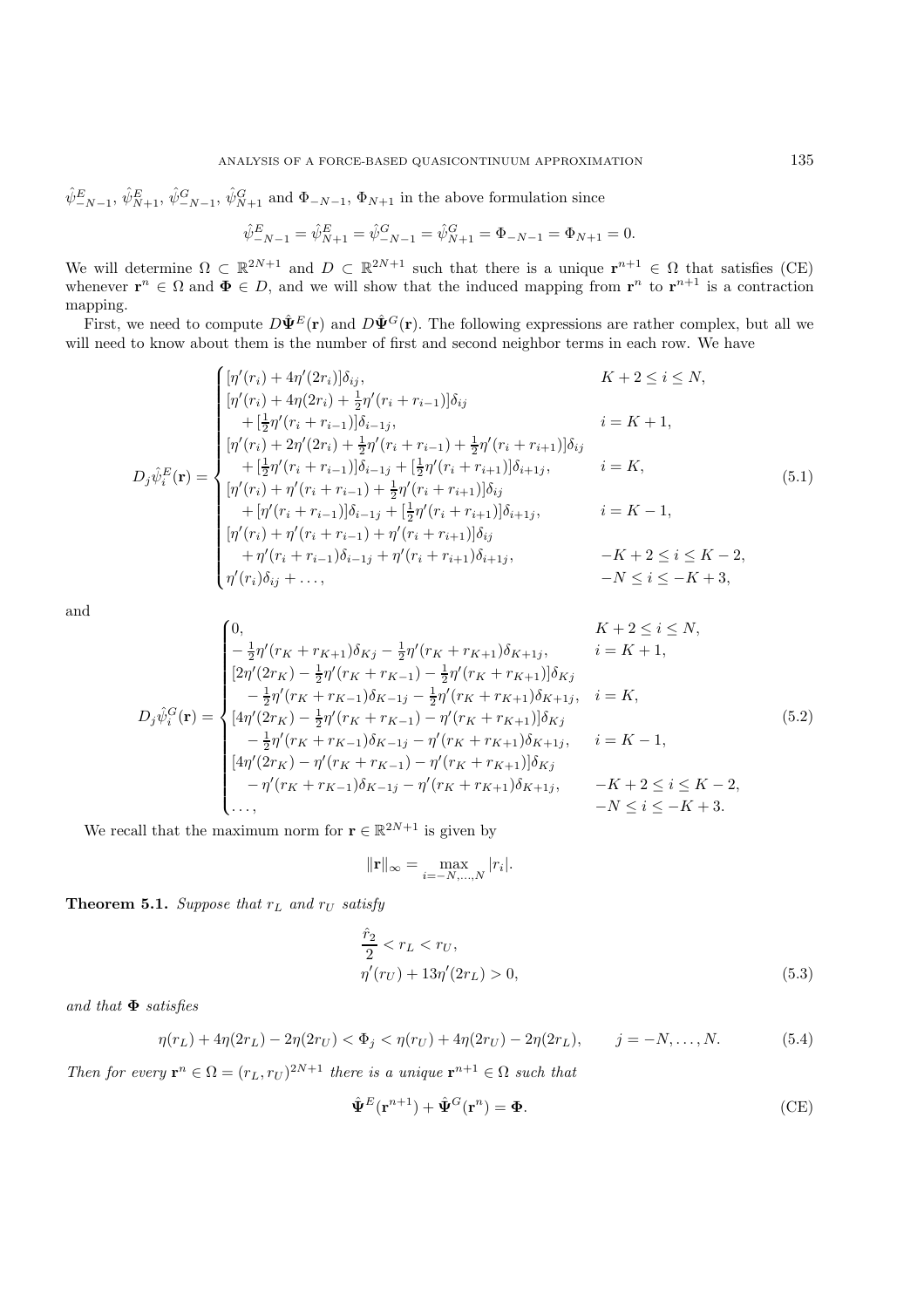$\hat{\psi}^E_{-N-1}$, $\hat{\psi}^E_{N+1}$, $\hat{\psi}^G_{-N-1}$, $\hat{\psi}^G_{N+1}$ and $\Phi_{-N-1}$, $\Phi_{N+1}$ in the above formulation since

$$\hat{\psi}^E_{-N-1} = \hat{\psi}^E_{N+1} = \hat{\psi}^G_{-N-1} = \hat{\psi}^G_{N+1} = \Phi_{-N-1} = \Phi_{N+1} = 0.$$

We will determine $\Omega \subset \mathbb{R}^{2N+1}$ and $D \subset \mathbb{R}^{2N+1}$ such that there is a unique $\mathbf{r}^{n+1} \in \Omega$ that satisfies (CE) whenever $\mathbf{r}^n \in \Omega$ and $\mathbf{\Phi} \in D$, and we will show that the induced mapping from $\mathbf{r}^n$ to $\mathbf{r}^{n+1}$ is a contraction mapping.

First, we need to compute $D\hat{\mathbf{\Psi}}^E(\mathbf{r})$ and $D\hat{\mathbf{\Psi}}^G(\mathbf{r})$. The following expressions are rather complex, but all we will need to know about them is the number of first and second neighbor terms in each row. We have

$$D_j\hat{\psi}^E_i(\mathbf{r}) = \begin{cases} [\eta'(r_i) + 4\eta'(2r_i)]\delta_{ij}, & K+2 \le i \le N, \\ [\eta'(r_i) + 4\eta(2r_i) + \frac{1}{2}\eta'(r_i + r_{i-1})]\delta_{ij} & \\ \quad + [\frac{1}{2}\eta'(r_i + r_{i-1})]\delta_{i-1j}, & i = K+1, \\ [\eta'(r_i) + 2\eta'(2r_i) + \frac{1}{2}\eta'(r_i + r_{i-1}) + \frac{1}{2}\eta'(r_i + r_{i+1})]\delta_{ij} & \\ \quad + [\frac{1}{2}\eta'(r_i + r_{i-1})]\delta_{i-1j} + [\frac{1}{2}\eta'(r_i + r_{i+1})]\delta_{i+1j}, & i = K, \\ [\eta'(r_i) + \eta'(r_i + r_{i-1}) + \frac{1}{2}\eta'(r_i + r_{i+1})]\delta_{ij} & \\ \quad + [\eta'(r_i + r_{i-1})]\delta_{i-1j} + [\frac{1}{2}\eta'(r_i + r_{i+1})]\delta_{i+1j}, & i = K-1, \\ [\eta'(r_i) + \eta'(r_i + r_{i-1}) + \eta'(r_i + r_{i+1})]\delta_{ij} & \\ \quad + \eta'(r_i + r_{i-1})\delta_{i-1j} + \eta'(r_i + r_{i+1})\delta_{i+1j}, & -K+2 \le i \le K-2, \\ \eta'(r_i)\delta_{ij} + \dots, & -N \le i \le -K+3, \end{cases} \tag{5.1}$$

and

$$D_j\hat{\psi}^G_i(\mathbf{r}) = \begin{cases} 0, & K+2 \le i \le N, \\ -\frac{1}{2}\eta'(r_K + r_{K+1})\delta_{Kj} - \frac{1}{2}\eta'(r_K + r_{K+1})\delta_{K+1j}, & i = K+1, \\ [2\eta'(2r_K) - \frac{1}{2}\eta'(r_K + r_{K-1}) - \frac{1}{2}\eta'(r_K + r_{K+1})]\delta_{Kj} & \\ \quad - \frac{1}{2}\eta'(r_K + r_{K-1})\delta_{K-1j} - \frac{1}{2}\eta'(r_K + r_{K+1})\delta_{K+1j}, & i = K, \\ [4\eta'(2r_K) - \frac{1}{2}\eta'(r_K + r_{K-1}) - \eta'(r_K + r_{K+1})]\delta_{Kj} & \\ \quad - \frac{1}{2}\eta'(r_K + r_{K-1})\delta_{K-1j} - \eta'(r_K + r_{K+1})\delta_{K+1j}, & i = K-1, \\ [4\eta'(2r_K) - \eta'(r_K + r_{K-1}) - \eta'(r_K + r_{K+1})]\delta_{Kj} & \\ \quad - \eta'(r_K + r_{K-1})\delta_{K-1j} - \eta'(r_K + r_{K+1})\delta_{K+1j}, & -K+2 \le i \le K-2, \\ \dots, & -N \le i \le -K+3. \end{cases} \tag{5.2}$$

We recall that the maximum norm for $\mathbf{r} \in \mathbb{R}^{2N+1}$ is given by

$$\|\mathbf{r}\|_\infty = \max_{i=-N,\dots,N} |r_i|.$$

**Theorem 5.1.** *Suppose that $r_L$ and $r_U$ satisfy*

$$\begin{aligned} &\frac{\hat{r}_2}{2} < r_L < r_U, \\ &\eta'(r_U) + 13\eta'(2r_L) > 0, \end{aligned} \tag{5.3}$$

*and that $\mathbf{\Phi}$ satisfies*

$$\eta(r_L) + 4\eta(2r_L) - 2\eta(2r_U) < \Phi_j < \eta(r_U) + 4\eta(2r_U) - 2\eta(2r_L), \qquad j = -N, \dots, N. \tag{5.4}$$

*Then for every $\mathbf{r}^n \in \Omega = (r_L, r_U)^{2N+1}$ there is a unique $\mathbf{r}^{n+1} \in \Omega$ such that*

$$\hat{\mathbf{\Psi}}^E(\mathbf{r}^{n+1}) + \hat{\mathbf{\Psi}}^G(\mathbf{r}^n) = \mathbf{\Phi}. \tag{CE}$$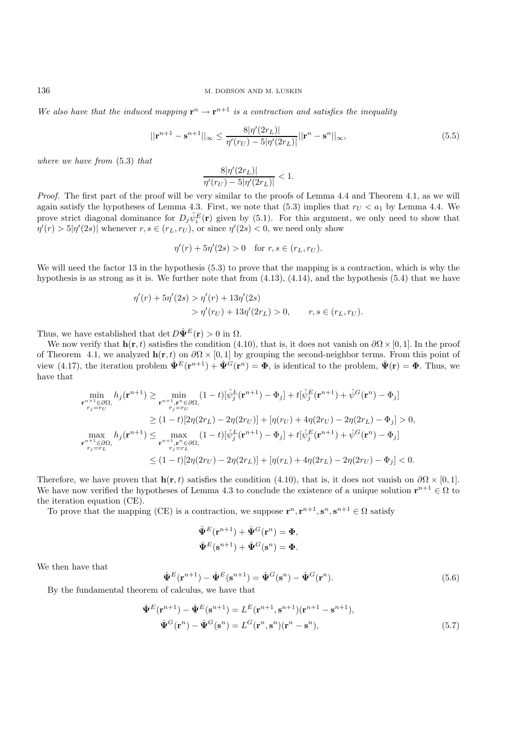*We also have that the induced mapping $\mathbf{r}^n \to \mathbf{r}^{n+1}$ is a contraction and satisfies the inequality*

$$||\mathbf{r}^{n+1} - \mathbf{s}^{n+1}||_\infty \le \frac{8|\eta'(2r_L)|}{\eta'(r_U) - 5|\eta'(2r_L)|}||\mathbf{r}^n - \mathbf{s}^n||_\infty, \tag{5.5}$$

*where we have from* (5.3) *that*

$$\frac{8|\eta'(2r_L)|}{\eta'(r_U) - 5|\eta'(2r_L)|} < 1.$$

*Proof.* The first part of the proof will be very similar to the proofs of Lemma 4.4 and Theorem 4.1, as we will again satisfy the hypotheses of Lemma 4.3. First, we note that (5.3) implies that $r_U < a_1$ by Lemma 4.4. We prove strict diagonal dominance for $D_j\hat{\psi}_i^E(\mathbf{r})$ given by (5.1). For this argument, we only need to show that $\eta'(r) > 5|\eta'(2s)|$ whenever $r, s \in (r_L, r_U)$, or since $\eta'(2s) < 0$, we need only show

$$\eta'(r) + 5\eta'(2s) > 0 \quad \text{for } r, s \in (r_L, r_U).$$

We will need the factor 13 in the hypothesis (5.3) to prove that the mapping is a contraction, which is why the hypothesis is as strong as it is. We further note that from (4.13), (4.14), and the hypothesis (5.4) that we have

$$\begin{aligned}
\eta'(r) + 5\eta'(2s) &> \eta'(r) + 13\eta'(2s) \\
&> \eta'(r_U) + 13\eta'(2r_L) > 0, \qquad r, s \in (r_L, r_U).
\end{aligned}$$

Thus, we have established that $\det D\hat{\mathbf{\Psi}}^E(\mathbf{r}) > 0$ in $\Omega$.

We now verify that $\mathbf{h}(\mathbf{r}, t)$ satisfies the condition (4.10), that is, it does not vanish on $\partial\Omega \times [0,1]$. In the proof of Theorem 4.1, we analyzed $\mathbf{h}(\mathbf{r}, t)$ on $\partial\Omega \times [0,1]$ by grouping the second-neighbor terms. From this point of view (4.17), the iteration problem $\hat{\mathbf{\Psi}}^E(\mathbf{r}^{n+1}) + \hat{\mathbf{\Psi}}^G(\mathbf{r}^n) = \mathbf{\Phi}$, is identical to the problem, $\hat{\mathbf{\Psi}}(\mathbf{r}) = \mathbf{\Phi}$. Thus, we have that

$$\begin{aligned}
\min_{\substack{\mathbf{r}^{n+1} \in \partial\Omega, \\ r_j = r_U}} h_j(\mathbf{r}^{n+1}) &\ge \min_{\substack{\mathbf{r}^{n+1}, \mathbf{r}^n \in \partial\Omega, \\ r_j = r_U}} (1-t)[\hat{\psi}_j^L(\mathbf{r}^{n+1}) - \Phi_j] + t[\hat{\psi}_j^E(\mathbf{r}^{n+1}) + \hat{\psi}^G(\mathbf{r}^n) - \Phi_j] \\
&\ge (1-t)[2\eta(2r_L) - 2\eta(2r_U)] + [\eta(r_U) + 4\eta(2r_U) - 2\eta(2r_L) - \Phi_j] > 0, \\
\max_{\substack{\mathbf{r}^{n+1} \in \partial\Omega, \\ r_j = r_L}} h_j(\mathbf{r}^{n+1}) &\le \max_{\substack{\mathbf{r}^{n+1}, \mathbf{r}^n \in \partial\Omega, \\ r_j = r_L}} (1-t)[\hat{\psi}_j^L(\mathbf{r}^{n+1}) - \Phi_j] + t[\hat{\psi}_j^E(\mathbf{r}^{n+1}) + \hat{\psi}^G(\mathbf{r}^n) - \Phi_j] \\
&\le (1-t)[2\eta(2r_U) - 2\eta(2r_L)] + [\eta(r_L) + 4\eta(2r_L) - 2\eta(2r_U) - \Phi_j] < 0.
\end{aligned}$$

Therefore, we have proven that $\mathbf{h}(\mathbf{r}, t)$ satisfies the condition (4.10), that is, it does not vanish on $\partial\Omega \times [0,1]$. We have now verified the hypotheses of Lemma 4.3 to conclude the existence of a unique solution $\mathbf{r}^{n+1} \in \Omega$ to the iteration equation (CE).

To prove that the mapping (CE) is a contraction, we suppose $\mathbf{r}^n, \mathbf{r}^{n+1}, \mathbf{s}^n, \mathbf{s}^{n+1} \in \Omega$ satisfy

$$\begin{aligned}
\hat{\mathbf{\Psi}}^E(\mathbf{r}^{n+1}) + \hat{\mathbf{\Psi}}^G(\mathbf{r}^n) &= \mathbf{\Phi}, \\
\hat{\mathbf{\Psi}}^E(\mathbf{s}^{n+1}) + \hat{\mathbf{\Psi}}^G(\mathbf{s}^n) &= \mathbf{\Phi}.
\end{aligned}$$

We then have that

$$\hat{\mathbf{\Psi}}^E(\mathbf{r}^{n+1}) - \hat{\mathbf{\Psi}}^E(\mathbf{s}^{n+1}) = \hat{\mathbf{\Psi}}^G(\mathbf{s}^n) - \hat{\mathbf{\Psi}}^G(\mathbf{r}^n). \tag{5.6}$$

By the fundamental theorem of calculus, we have that

$$\begin{aligned}
\hat{\mathbf{\Psi}}^E(\mathbf{r}^{n+1}) - \hat{\mathbf{\Psi}}^E(\mathbf{s}^{n+1}) &= L^E(\mathbf{r}^{n+1}, \mathbf{s}^{n+1})(\mathbf{r}^{n+1} - \mathbf{s}^{n+1}), \\
\hat{\mathbf{\Psi}}^G(\mathbf{r}^n) - \hat{\mathbf{\Psi}}^G(\mathbf{s}^n) &= L^G(\mathbf{r}^n, \mathbf{s}^n)(\mathbf{r}^n - \mathbf{s}^n),
\end{aligned} \tag{5.7}$$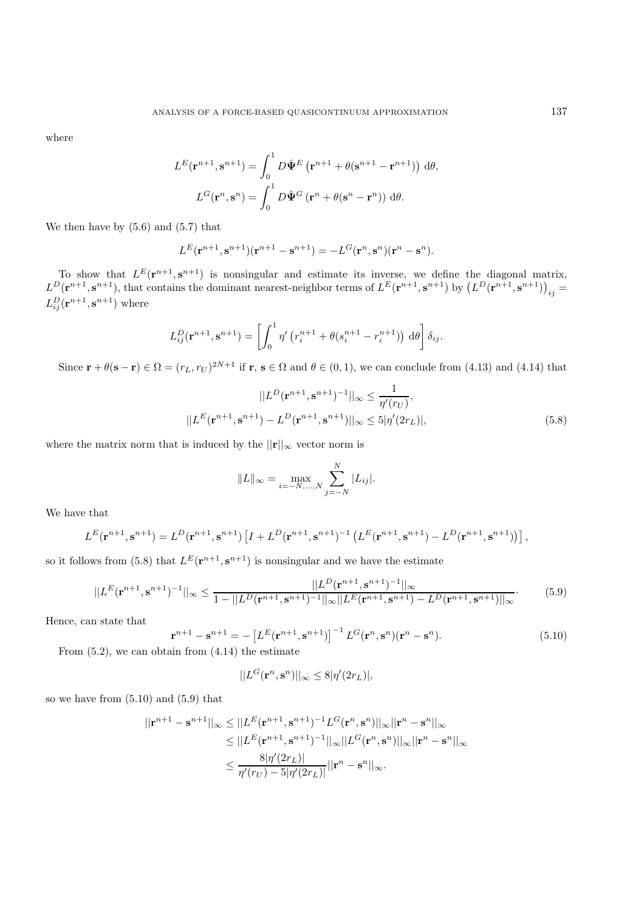where

$$L^E(\mathbf{r}^{n+1}, \mathbf{s}^{n+1}) = \int_0^1 D\hat{\mathbf{\Psi}}^E \left(\mathbf{r}^{n+1} + \theta(\mathbf{s}^{n+1} - \mathbf{r}^{n+1})\right) \, \mathrm{d}\theta,$$

$$L^G(\mathbf{r}^{n}, \mathbf{s}^{n}) = \int_0^1 D\hat{\mathbf{\Psi}}^G \left(\mathbf{r}^{n} + \theta(\mathbf{s}^{n} - \mathbf{r}^{n})\right) \, \mathrm{d}\theta.$$

We then have by (5.6) and (5.7) that

$$L^E(\mathbf{r}^{n+1}, \mathbf{s}^{n+1})(\mathbf{r}^{n+1} - \mathbf{s}^{n+1}) = -L^G(\mathbf{r}^{n}, \mathbf{s}^{n})(\mathbf{r}^{n} - \mathbf{s}^{n}).$$

To show that $L^E(\mathbf{r}^{n+1}, \mathbf{s}^{n+1})$ is nonsingular and estimate its inverse, we define the diagonal matrix, $L^D(\mathbf{r}^{n+1}, \mathbf{s}^{n+1})$, that contains the dominant nearest-neighbor terms of $L^E(\mathbf{r}^{n+1}, \mathbf{s}^{n+1})$ by $\left(L^D(\mathbf{r}^{n+1}, \mathbf{s}^{n+1})\right)_{ij} = L^D_{ij}(\mathbf{r}^{n+1}, \mathbf{s}^{n+1})$ where

$$L^D_{ij}(\mathbf{r}^{n+1}, \mathbf{s}^{n+1}) = \left[\int_0^1 \eta'\left(r_i^{n+1} + \theta(s_i^{n+1} - r_i^{n+1})\right) \, \mathrm{d}\theta\right] \delta_{ij}.$$

Since $\mathbf{r} + \theta(\mathbf{s} - \mathbf{r}) \in \Omega = (r_L, r_U)^{2N+1}$ if $\mathbf{r}$, $\mathbf{s} \in \Omega$ and $\theta \in (0,1)$, we can conclude from (4.13) and (4.14) that

$$\begin{aligned} ||L^D(\mathbf{r}^{n+1}, \mathbf{s}^{n+1})^{-1}||_\infty &\leq \frac{1}{\eta'(r_U)}, \\ ||L^E(\mathbf{r}^{n+1}, \mathbf{s}^{n+1}) - L^D(\mathbf{r}^{n+1}, \mathbf{s}^{n+1})||_\infty &\leq 5|\eta'(2r_L)|, \end{aligned} \tag{5.8}$$

where the matrix norm that is induced by the $||\mathbf{r}||_\infty$ vector norm is

$$\|L\|_\infty = \max_{i=-N,\dots,N} \sum_{j=-N}^{N} |L_{ij}|.$$

We have that

$$L^E(\mathbf{r}^{n+1}, \mathbf{s}^{n+1}) = L^D(\mathbf{r}^{n+1}, \mathbf{s}^{n+1}) \left[I + L^D(\mathbf{r}^{n+1}, \mathbf{s}^{n+1})^{-1}\left(L^E(\mathbf{r}^{n+1}, \mathbf{s}^{n+1}) - L^D(\mathbf{r}^{n+1}, \mathbf{s}^{n+1})\right)\right],$$

so it follows from (5.8) that $L^E(\mathbf{r}^{n+1}, \mathbf{s}^{n+1})$ is nonsingular and we have the estimate

$$||L^E(\mathbf{r}^{n+1}, \mathbf{s}^{n+1})^{-1}||_\infty \leq \frac{||L^D(\mathbf{r}^{n+1}, \mathbf{s}^{n+1})^{-1}||_\infty}{1 - ||L^D(\mathbf{r}^{n+1}, \mathbf{s}^{n+1})^{-1}||_\infty ||L^E(\mathbf{r}^{n+1}, \mathbf{s}^{n+1}) - L^D(\mathbf{r}^{n+1}, \mathbf{s}^{n+1})||_\infty} \cdot \tag{5.9}$$

Hence, can state that

$$\mathbf{r}^{n+1} - \mathbf{s}^{n+1} = -\left[L^E(\mathbf{r}^{n+1}, \mathbf{s}^{n+1})\right]^{-1} L^G(\mathbf{r}^{n}, \mathbf{s}^{n})(\mathbf{r}^{n} - \mathbf{s}^{n}). \tag{5.10}$$

From (5.2), we can obtain from (4.14) the estimate

$$||L^G(\mathbf{r}^{n}, \mathbf{s}^{n})||_\infty \leq 8|\eta'(2r_L)|,$$

so we have from (5.10) and (5.9) that

$$\begin{aligned} ||\mathbf{r}^{n+1} - \mathbf{s}^{n+1}||_\infty &\leq ||L^E(\mathbf{r}^{n+1}, \mathbf{s}^{n+1})^{-1} L^G(\mathbf{r}^{n}, \mathbf{s}^{n})||_\infty ||\mathbf{r}^{n} - \mathbf{s}^{n}||_\infty \\ &\leq ||L^E(\mathbf{r}^{n+1}, \mathbf{s}^{n+1})^{-1}||_\infty ||L^G(\mathbf{r}^{n}, \mathbf{s}^{n})||_\infty ||\mathbf{r}^{n} - \mathbf{s}^{n}||_\infty \\ &\leq \frac{8|\eta'(2r_L)|}{\eta'(r_U) - 5|\eta'(2r_L)|} ||\mathbf{r}^{n} - \mathbf{s}^{n}||_\infty. \end{aligned}$$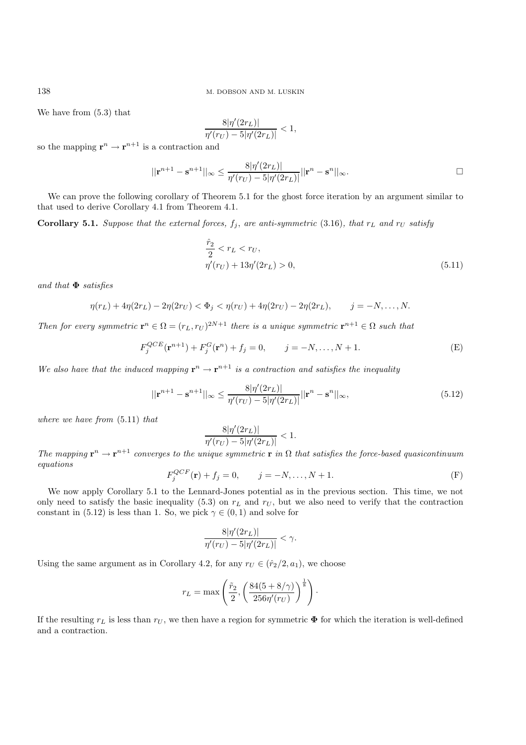We have from (5.3) that

$$\frac{8|\eta'(2r_L)|}{\eta'(r_U) - 5|\eta'(2r_L)|} < 1,$$

so the mapping $\mathbf{r}^n \to \mathbf{r}^{n+1}$ is a contraction and

$$||\mathbf{r}^{n+1} - \mathbf{s}^{n+1}||_\infty \leq \frac{8|\eta'(2r_L)|}{\eta'(r_U) - 5|\eta'(2r_L)|}||\mathbf{r}^n - \mathbf{s}^n||_\infty. \qquad \square$$

We can prove the following corollary of Theorem 5.1 for the ghost force iteration by an argument similar to that used to derive Corollary 4.1 from Theorem 4.1.

**Corollary 5.1.** *Suppose that the external forces, $f_j$, are anti-symmetric* (3.16)*, that $r_L$ and $r_U$ satisfy*

$$\begin{aligned}
&\frac{\hat{r}_2}{2} < r_L < r_U, \\
&\eta'(r_U) + 13\eta'(2r_L) > 0,
\end{aligned} \tag{5.11}$$

*and that $\mathbf{\Phi}$ satisfies*

$$\eta(r_L) + 4\eta(2r_L) - 2\eta(2r_U) < \Phi_j < \eta(r_U) + 4\eta(2r_U) - 2\eta(2r_L), \qquad j = -N, \ldots, N.$$

*Then for every symmetric $\mathbf{r}^n \in \Omega = (r_L, r_U)^{2N+1}$ there is a unique symmetric $\mathbf{r}^{n+1} \in \Omega$ such that*

$$F_j^{QCE}(\mathbf{r}^{n+1}) + F_j^G(\mathbf{r}^n) + f_j = 0, \qquad j = -N, \ldots, N+1. \tag{E}$$

*We also have that the induced mapping $\mathbf{r}^n \to \mathbf{r}^{n+1}$ is a contraction and satisfies the inequality*

$$||\mathbf{r}^{n+1} - \mathbf{s}^{n+1}||_\infty \leq \frac{8|\eta'(2r_L)|}{\eta'(r_U) - 5|\eta'(2r_L)|}||\mathbf{r}^n - \mathbf{s}^n||_\infty, \tag{5.12}$$

*where we have from* (5.11) *that*

$$\frac{8|\eta'(2r_L)|}{\eta'(r_U) - 5|\eta'(2r_L)|} < 1.$$

*The mapping $\mathbf{r}^n \to \mathbf{r}^{n+1}$ converges to the unique symmetric $\mathbf{r}$ in $\Omega$ that satisfies the force-based quasicontinuum equations*

$$F_j^{QCF}(\mathbf{r}) + f_j = 0, \qquad j = -N, \ldots, N+1. \tag{F}$$

We now apply Corollary 5.1 to the Lennard-Jones potential as in the previous section. This time, we not only need to satisfy the basic inequality (5.3) on $r_L$ and $r_U$, but we also need to verify that the contraction constant in (5.12) is less than 1. So, we pick $\gamma \in (0, 1)$ and solve for

$$\frac{8|\eta'(2r_L)|}{\eta'(r_U) - 5|\eta'(2r_L)|} < \gamma.$$

Using the same argument as in Corollary 4.2, for any $r_U \in (\hat{r}_2/2, a_1)$, we choose

$$r_L = \max\left(\frac{\tilde{r}_2}{2}, \left(\frac{84(5 + 8/\gamma)}{256\eta'(r_U)}\right)^{\frac{1}{8}}\right).$$

If the resulting $r_L$ is less than $r_U$, we then have a region for symmetric $\mathbf{\Phi}$ for which the iteration is well-defined and a contraction.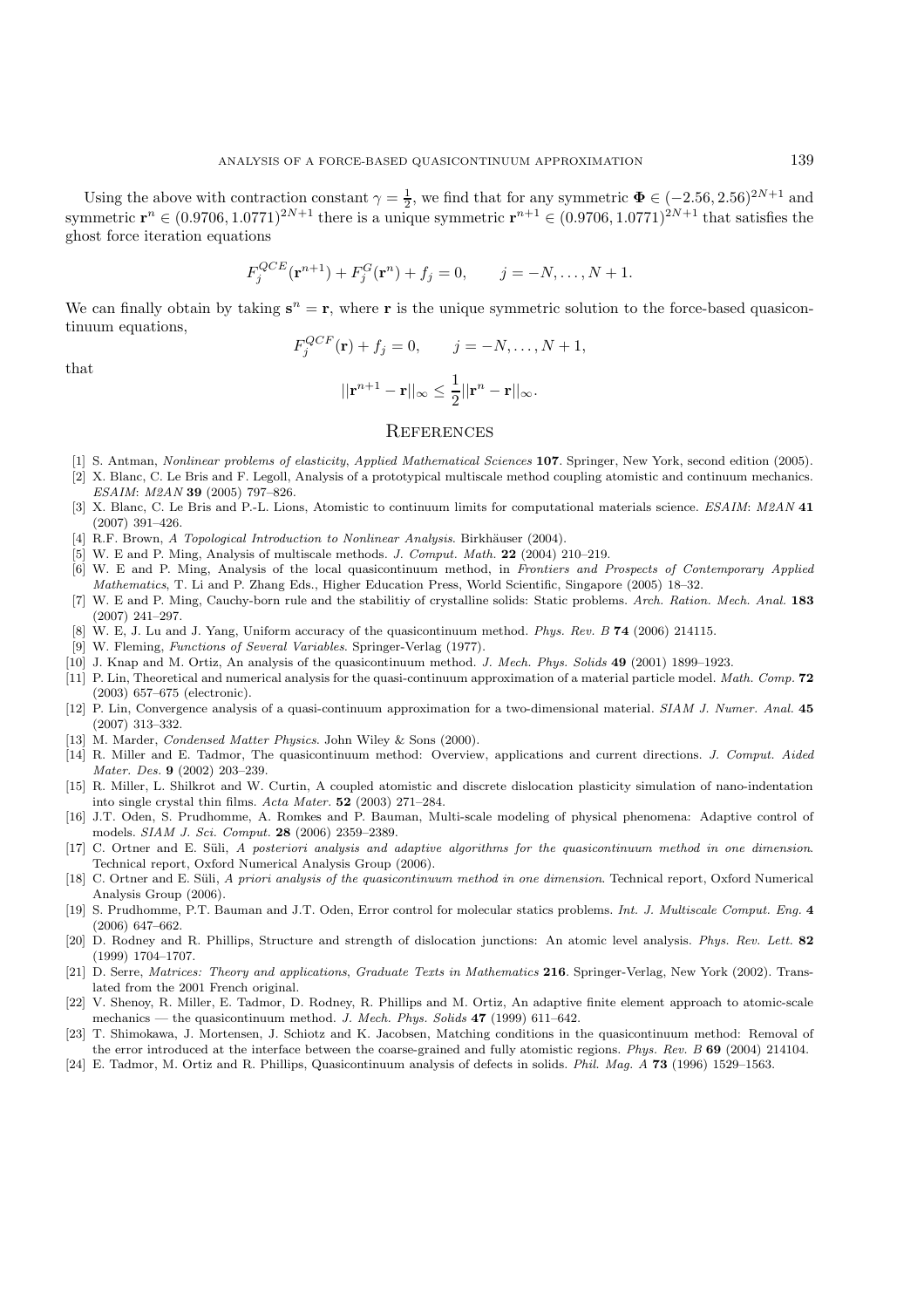Using the above with contraction constant $\gamma = \frac{1}{2}$, we find that for any symmetric $\mathbf{\Phi} \in (-2.56, 2.56)^{2N+1}$ and symmetric $\mathbf{r}^n \in (0.9706, 1.0771)^{2N+1}$ there is a unique symmetric $\mathbf{r}^{n+1} \in (0.9706, 1.0771)^{2N+1}$ that satisfies the ghost force iteration equations

$$F_j^{QCE}(\mathbf{r}^{n+1}) + F_j^{G}(\mathbf{r}^n) + f_j = 0, \qquad j = -N, \ldots, N+1.$$

We can finally obtain by taking $\mathbf{s}^n = \mathbf{r}$, where $\mathbf{r}$ is the unique symmetric solution to the force-based quasicontinuum equations,

$$F_j^{QCF}(\mathbf{r}) + f_j = 0, \qquad j = -N, \ldots, N+1,$$

that

$$||\mathbf{r}^{n+1} - \mathbf{r}||_\infty \leq \frac{1}{2}||\mathbf{r}^n - \mathbf{r}||_\infty.$$

## References

[1] S. Antman, *Nonlinear problems of elasticity*, *Applied Mathematical Sciences* **107**. Springer, New York, second edition (2005).

[2] X. Blanc, C. Le Bris and F. Legoll, Analysis of a prototypical multiscale method coupling atomistic and continuum mechanics. *ESAIM: M2AN* **39** (2005) 797–826.

[3] X. Blanc, C. Le Bris and P.-L. Lions, Atomistic to continuum limits for computational materials science. *ESAIM: M2AN* **41** (2007) 391–426.

[4] R.F. Brown, *A Topological Introduction to Nonlinear Analysis*. Birkhäuser (2004).

[5] W. E and P. Ming, Analysis of multiscale methods. *J. Comput. Math.* **22** (2004) 210–219.

[6] W. E and P. Ming, Analysis of the local quasicontinuum method, in *Frontiers and Prospects of Contemporary Applied Mathematics*, T. Li and P. Zhang Eds., Higher Education Press, World Scientific, Singapore (2005) 18–32.

[7] W. E and P. Ming, Cauchy-born rule and the stabilitiy of crystalline solids: Static problems. *Arch. Ration. Mech. Anal.* **183** (2007) 241–297.

[8] W. E, J. Lu and J. Yang, Uniform accuracy of the quasicontinuum method. *Phys. Rev. B* **74** (2006) 214115.

[9] W. Fleming, *Functions of Several Variables*. Springer-Verlag (1977).

[10] J. Knap and M. Ortiz, An analysis of the quasicontinuum method. *J. Mech. Phys. Solids* **49** (2001) 1899–1923.

[11] P. Lin, Theoretical and numerical analysis for the quasi-continuum approximation of a material particle model. *Math. Comp.* **72** (2003) 657–675 (electronic).

[12] P. Lin, Convergence analysis of a quasi-continuum approximation for a two-dimensional material. *SIAM J. Numer. Anal.* **45** (2007) 313–332.

[13] M. Marder, *Condensed Matter Physics*. John Wiley & Sons (2000).

[14] R. Miller and E. Tadmor, The quasicontinuum method: Overview, applications and current directions. *J. Comput. Aided Mater. Des.* **9** (2002) 203–239.

[15] R. Miller, L. Shilkrot and W. Curtin, A coupled atomistic and discrete dislocation plasticity simulation of nano-indentation into single crystal thin films. *Acta Mater.* **52** (2003) 271–284.

[16] J.T. Oden, S. Prudhomme, A. Romkes and P. Bauman, Multi-scale modeling of physical phenomena: Adaptive control of models. *SIAM J. Sci. Comput.* **28** (2006) 2359–2389.

[17] C. Ortner and E. Süli, *A posteriori analysis and adaptive algorithms for the quasicontinuum method in one dimension*. Technical report, Oxford Numerical Analysis Group (2006).

[18] C. Ortner and E. Süli, *A priori analysis of the quasicontinuum method in one dimension*. Technical report, Oxford Numerical Analysis Group (2006).

[19] S. Prudhomme, P.T. Bauman and J.T. Oden, Error control for molecular statics problems. *Int. J. Multiscale Comput. Eng.* **4** (2006) 647–662.

[20] D. Rodney and R. Phillips, Structure and strength of dislocation junctions: An atomic level analysis. *Phys. Rev. Lett.* **82** (1999) 1704–1707.

[21] D. Serre, *Matrices: Theory and applications*, *Graduate Texts in Mathematics* **216**. Springer-Verlag, New York (2002). Translated from the 2001 French original.

[22] V. Shenoy, R. Miller, E. Tadmor, D. Rodney, R. Phillips and M. Ortiz, An adaptive finite element approach to atomic-scale mechanics — the quasicontinuum method. *J. Mech. Phys. Solids* **47** (1999) 611–642.

[23] T. Shimokawa, J. Mortensen, J. Schiotz and K. Jacobsen, Matching conditions in the quasicontinuum method: Removal of the error introduced at the interface between the coarse-grained and fully atomistic regions. *Phys. Rev. B* **69** (2004) 214104.

[24] E. Tadmor, M. Ortiz and R. Phillips, Quasicontinuum analysis of defects in solids. *Phil. Mag. A* **73** (1996) 1529–1563.